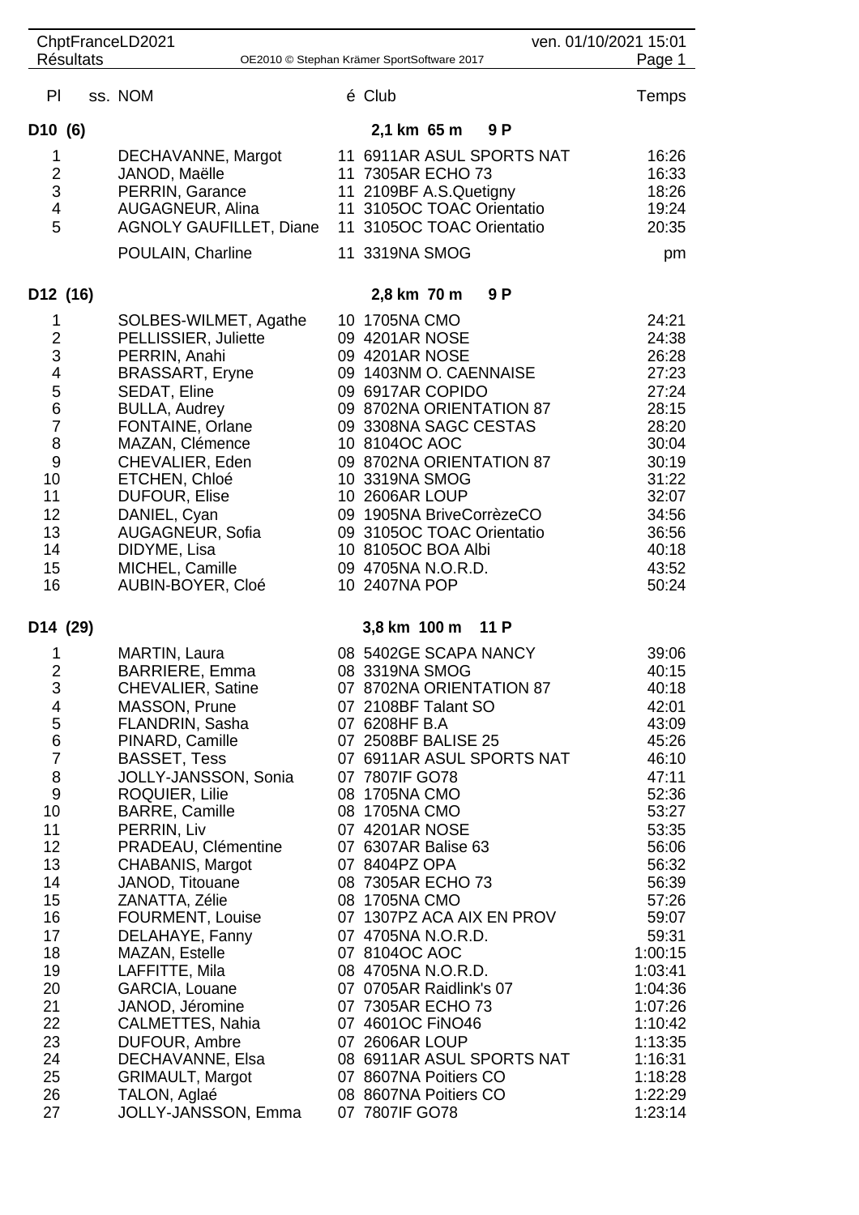ChptFranceLD2021 — Résultats — ven. 01/10/2021 15:01

| Pl | ss. NOM | é | Club | Temps |
|---|---|---|---|---|

## D10 (6) — 2,1 km 65 m 9 P

| Pl | NOM | é | Club | Temps |
|---|---|---|---|---|
| 1 | DECHAVANNE, Margot | 11 | 6911AR ASUL SPORTS NAT | 16:26 |
| 2 | JANOD, Maëlle | 11 | 7305AR ECHO 73 | 16:33 |
| 3 | PERRIN, Garance | 11 | 2109BF A.S.Quetigny | 18:26 |
| 4 | AUGAGNEUR, Alina | 11 | 3105OC TOAC Orientatio | 19:24 |
| 5 | AGNOLY GAUFILLET, Diane | 11 | 3105OC TOAC Orientatio | 20:35 |
|  | POULAIN, Charline | 11 | 3319NA SMOG | pm |

## D12 (16) — 2,8 km 70 m 9 P

| Pl | NOM | é | Club | Temps |
|---|---|---|---|---|
| 1 | SOLBES-WILMET, Agathe | 10 | 1705NA CMO | 24:21 |
| 2 | PELLISSIER, Juliette | 09 | 4201AR NOSE | 24:38 |
| 3 | PERRIN, Anahi | 09 | 4201AR NOSE | 26:28 |
| 4 | BRASSART, Eryne | 09 | 1403NM O. CAENNAISE | 27:23 |
| 5 | SEDAT, Eline | 09 | 6917AR COPIDO | 27:24 |
| 6 | BULLA, Audrey | 09 | 8702NA ORIENTATION 87 | 28:15 |
| 7 | FONTAINE, Orlane | 09 | 3308NA SAGC CESTAS | 28:20 |
| 8 | MAZAN, Clémence | 10 | 8104OC AOC | 30:04 |
| 9 | CHEVALIER, Eden | 09 | 8702NA ORIENTATION 87 | 30:19 |
| 10 | ETCHEN, Chloé | 10 | 3319NA SMOG | 31:22 |
| 11 | DUFOUR, Elise | 10 | 2606AR LOUP | 32:07 |
| 12 | DANIEL, Cyan | 09 | 1905NA BriveCorrèzeCO | 34:56 |
| 13 | AUGAGNEUR, Sofia | 09 | 3105OC TOAC Orientatio | 36:56 |
| 14 | DIDYME, Lisa | 10 | 8105OC BOA Albi | 40:18 |
| 15 | MICHEL, Camille | 09 | 4705NA N.O.R.D. | 43:52 |
| 16 | AUBIN-BOYER, Cloé | 10 | 2407NA POP | 50:24 |

## D14 (29) — 3,8 km 100 m 11 P

| Pl | NOM | é | Club | Temps |
|---|---|---|---|---|
| 1 | MARTIN, Laura | 08 | 5402GE SCAPA NANCY | 39:06 |
| 2 | BARRIERE, Emma | 08 | 3319NA SMOG | 40:15 |
| 3 | CHEVALIER, Satine | 07 | 8702NA ORIENTATION 87 | 40:18 |
| 4 | MASSON, Prune | 07 | 2108BF Talant SO | 42:01 |
| 5 | FLANDRIN, Sasha | 07 | 6208HF B.A | 43:09 |
| 6 | PINARD, Camille | 07 | 2508BF BALISE 25 | 45:26 |
| 7 | BASSET, Tess | 07 | 6911AR ASUL SPORTS NAT | 46:10 |
| 8 | JOLLY-JANSSON, Sonia | 07 | 7807IF GO78 | 47:11 |
| 9 | ROQUIER, Lilie | 08 | 1705NA CMO | 52:36 |
| 10 | BARRE, Camille | 08 | 1705NA CMO | 53:27 |
| 11 | PERRIN, Liv | 07 | 4201AR NOSE | 53:35 |
| 12 | PRADEAU, Clémentine | 07 | 6307AR Balise 63 | 56:06 |
| 13 | CHABANIS, Margot | 07 | 8404PZ OPA | 56:32 |
| 14 | JANOD, Titouane | 08 | 7305AR ECHO 73 | 56:39 |
| 15 | ZANATTA, Zélie | 08 | 1705NA CMO | 57:26 |
| 16 | FOURMENT, Louise | 07 | 1307PZ ACA AIX EN PROV | 59:07 |
| 17 | DELAHAYE, Fanny | 07 | 4705NA N.O.R.D. | 59:31 |
| 18 | MAZAN, Estelle | 07 | 8104OC AOC | 1:00:15 |
| 19 | LAFFITTE, Mila | 08 | 4705NA N.O.R.D. | 1:03:41 |
| 20 | GARCIA, Louane | 07 | 0705AR Raidlink's 07 | 1:04:36 |
| 21 | JANOD, Jéromine | 07 | 7305AR ECHO 73 | 1:07:26 |
| 22 | CALMETTES, Nahia | 07 | 4601OC FiNO46 | 1:10:42 |
| 23 | DUFOUR, Ambre | 07 | 2606AR LOUP | 1:13:35 |
| 24 | DECHAVANNE, Elsa | 08 | 6911AR ASUL SPORTS NAT | 1:16:31 |
| 25 | GRIMAULT, Margot | 07 | 8607NA Poitiers CO | 1:18:28 |
| 26 | TALON, Aglaé | 08 | 8607NA Poitiers CO | 1:22:29 |
| 27 | JOLLY-JANSSON, Emma | 07 | 7807IF GO78 | 1:23:14 |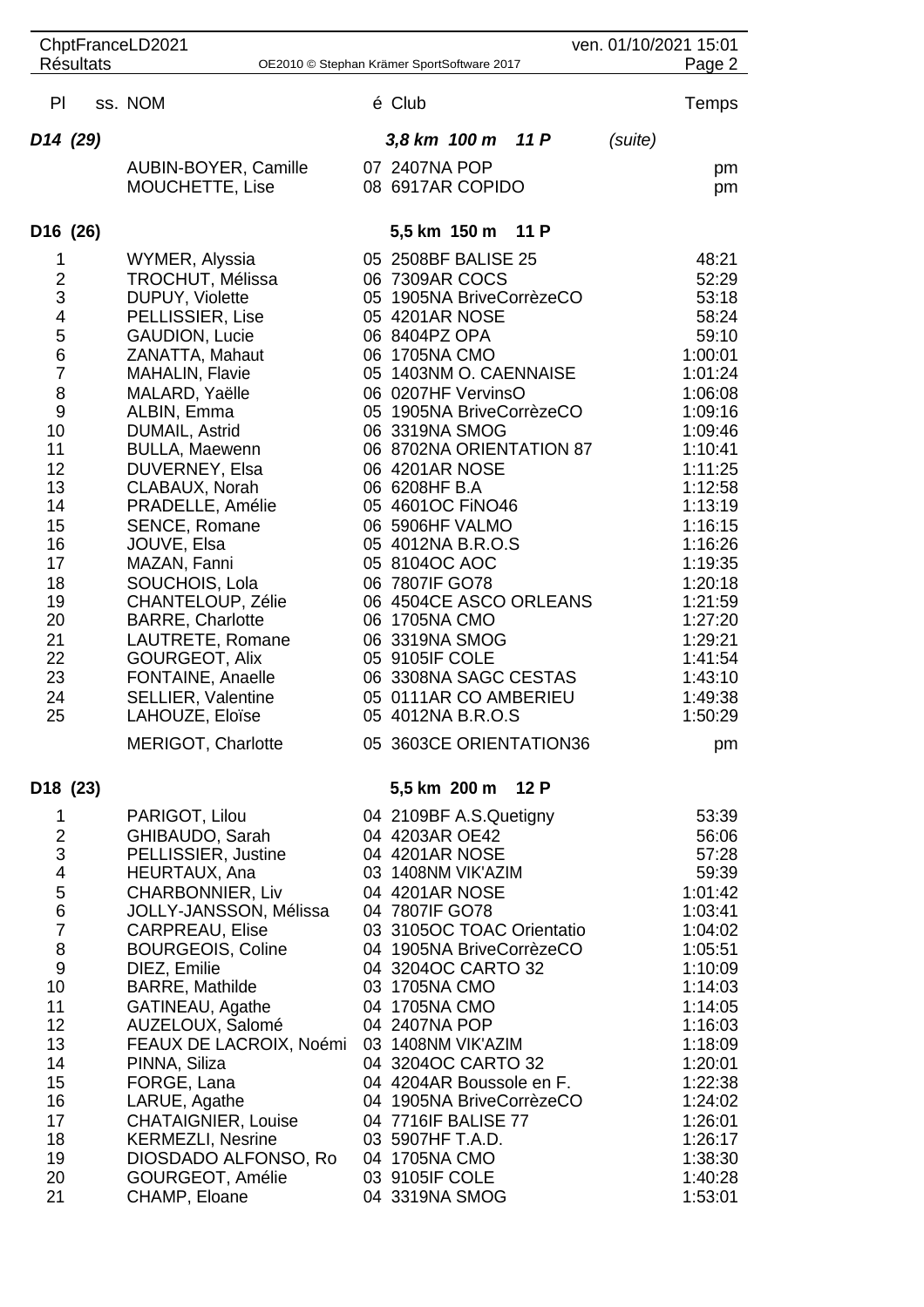| Pl | ss. NOM | é | Club | Temps |
|---|---|---|---|---|
| ***D14 (29)*** | | | ***3,8 km 100 m 11 P*** | *(suite)* |
| | AUBIN-BOYER, Camille | 07 | 2407NA POP | pm |
| | MOUCHETTE, Lise | 08 | 6917AR COPIDO | pm |
| **D16 (26)** | | | **5,5 km 150 m 11 P** | |
| 1 | WYMER, Alyssia | 05 | 2508BF BALISE 25 | 48:21 |
| 2 | TROCHUT, Mélissa | 06 | 7309AR COCS | 52:29 |
| 3 | DUPUY, Violette | 05 | 1905NA BriveCorrèzeCO | 53:18 |
| 4 | PELLISSIER, Lise | 05 | 4201AR NOSE | 58:24 |
| 5 | GAUDION, Lucie | 06 | 8404PZ OPA | 59:10 |
| 6 | ZANATTA, Mahaut | 06 | 1705NA CMO | 1:00:01 |
| 7 | MAHALIN, Flavie | 05 | 1403NM O. CAENNAISE | 1:01:24 |
| 8 | MALARD, Yaëlle | 06 | 0207HF VervinsO | 1:06:08 |
| 9 | ALBIN, Emma | 05 | 1905NA BriveCorrèzeCO | 1:09:16 |
| 10 | DUMAIL, Astrid | 06 | 3319NA SMOG | 1:09:46 |
| 11 | BULLA, Maewenn | 06 | 8702NA ORIENTATION 87 | 1:10:41 |
| 12 | DUVERNEY, Elsa | 06 | 4201AR NOSE | 1:11:25 |
| 13 | CLABAUX, Norah | 06 | 6208HF B.A | 1:12:58 |
| 14 | PRADELLE, Amélie | 05 | 4601OC FiNO46 | 1:13:19 |
| 15 | SENCE, Romane | 06 | 5906HF VALMO | 1:16:15 |
| 16 | JOUVE, Elsa | 05 | 4012NA B.R.O.S | 1:16:26 |
| 17 | MAZAN, Fanni | 05 | 8104OC AOC | 1:19:35 |
| 18 | SOUCHOIS, Lola | 06 | 7807IF GO78 | 1:20:18 |
| 19 | CHANTELOUP, Zélie | 06 | 4504CE ASCO ORLEANS | 1:21:59 |
| 20 | BARRE, Charlotte | 06 | 1705NA CMO | 1:27:20 |
| 21 | LAUTRETE, Romane | 06 | 3319NA SMOG | 1:29:21 |
| 22 | GOURGEOT, Alix | 05 | 9105IF COLE | 1:41:54 |
| 23 | FONTAINE, Anaelle | 06 | 3308NA SAGC CESTAS | 1:43:10 |
| 24 | SELLIER, Valentine | 05 | 0111AR CO AMBERIEU | 1:49:38 |
| 25 | LAHOUZE, Eloïse | 05 | 4012NA B.R.O.S | 1:50:29 |
| | MERIGOT, Charlotte | 05 | 3603CE ORIENTATION36 | pm |
| **D18 (23)** | | | **5,5 km 200 m 12 P** | |
| 1 | PARIGOT, Lilou | 04 | 2109BF A.S.Quetigny | 53:39 |
| 2 | GHIBAUDO, Sarah | 04 | 4203AR OE42 | 56:06 |
| 3 | PELLISSIER, Justine | 04 | 4201AR NOSE | 57:28 |
| 4 | HEURTAUX, Ana | 03 | 1408NM VIK'AZIM | 59:39 |
| 5 | CHARBONNIER, Liv | 04 | 4201AR NOSE | 1:01:42 |
| 6 | JOLLY-JANSSON, Mélissa | 04 | 7807IF GO78 | 1:03:41 |
| 7 | CARPREAU, Elise | 03 | 3105OC TOAC Orientatio | 1:04:02 |
| 8 | BOURGEOIS, Coline | 04 | 1905NA BriveCorrèzeCO | 1:05:51 |
| 9 | DIEZ, Emilie | 04 | 3204OC CARTO 32 | 1:10:09 |
| 10 | BARRE, Mathilde | 03 | 1705NA CMO | 1:14:03 |
| 11 | GATINEAU, Agathe | 04 | 1705NA CMO | 1:14:05 |
| 12 | AUZELOUX, Salomé | 04 | 2407NA POP | 1:16:03 |
| 13 | FEAUX DE LACROIX, Noémi | 03 | 1408NM VIK'AZIM | 1:18:09 |
| 14 | PINNA, Siliza | 04 | 3204OC CARTO 32 | 1:20:01 |
| 15 | FORGE, Lana | 04 | 4204AR Boussole en F. | 1:22:38 |
| 16 | LARUE, Agathe | 04 | 1905NA BriveCorrèzeCO | 1:24:02 |
| 17 | CHATAIGNIER, Louise | 04 | 7716IF BALISE 77 | 1:26:01 |
| 18 | KERMEZLI, Nesrine | 03 | 5907HF T.A.D. | 1:26:17 |
| 19 | DIOSDADO ALFONSO, Ro | 04 | 1705NA CMO | 1:38:30 |
| 20 | GOURGEOT, Amélie | 03 | 9105IF COLE | 1:40:28 |
| 21 | CHAMP, Eloane | 04 | 3319NA SMOG | 1:53:01 |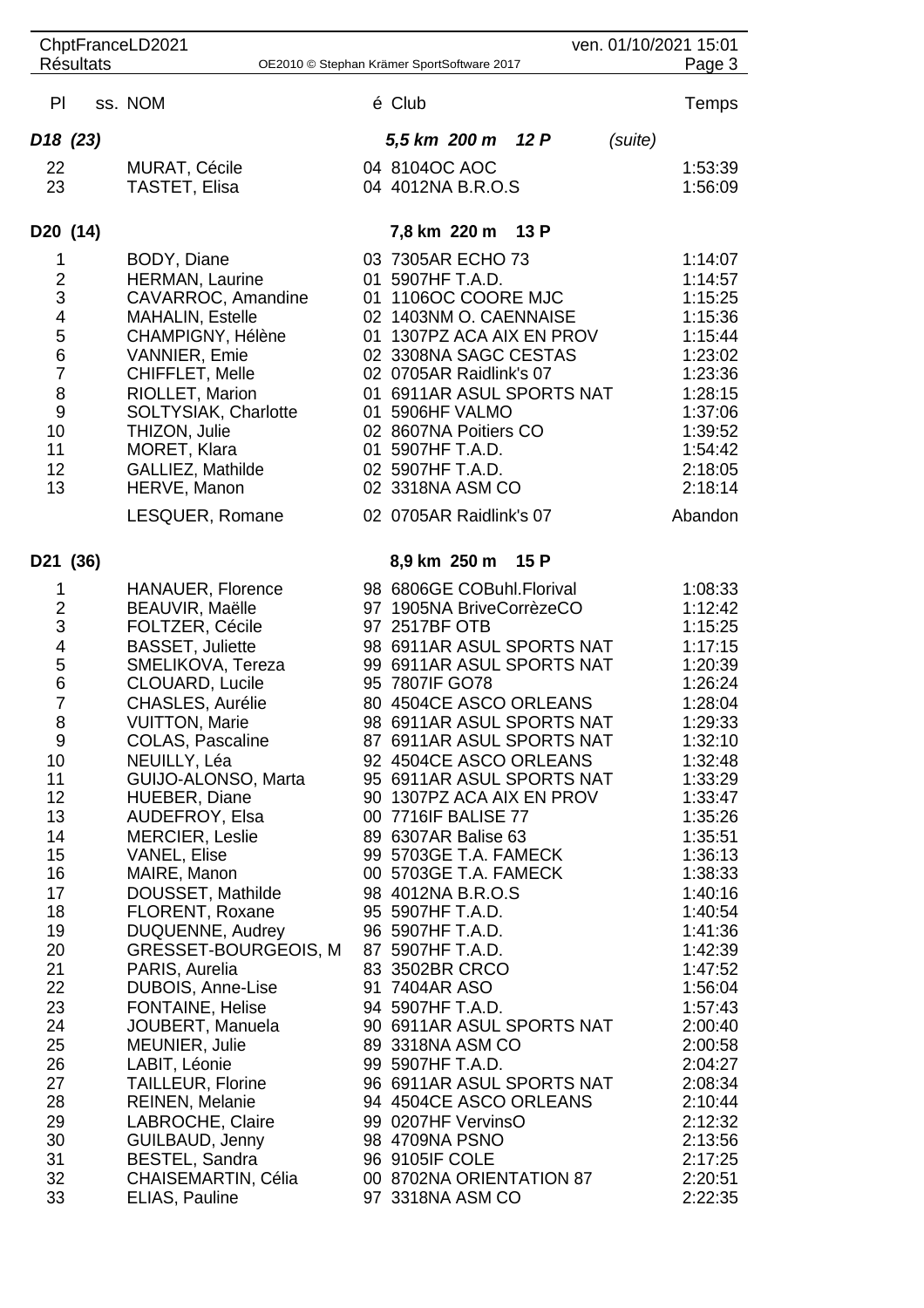| Pl | ss. NOM | é | Club | Temps |
|---|---|---|---|---|
| ***D18 (23)*** | | | ***5,5 km 200 m 12 P*** *(suite)* | |
| 22 | MURAT, Cécile | 04 | 8104OC AOC | 1:53:39 |
| 23 | TASTET, Elisa | 04 | 4012NA B.R.O.S | 1:56:09 |
| **D20 (14)** | | | **7,8 km 220 m 13 P** | |
| 1 | BODY, Diane | 03 | 7305AR ECHO 73 | 1:14:07 |
| 2 | HERMAN, Laurine | 01 | 5907HF T.A.D. | 1:14:57 |
| 3 | CAVARROC, Amandine | 01 | 1106OC COORE MJC | 1:15:25 |
| 4 | MAHALIN, Estelle | 02 | 1403NM O. CAENNAISE | 1:15:36 |
| 5 | CHAMPIGNY, Hélène | 01 | 1307PZ ACA AIX EN PROV | 1:15:44 |
| 6 | VANNIER, Emie | 02 | 3308NA SAGC CESTAS | 1:23:02 |
| 7 | CHIFFLET, Melle | 02 | 0705AR Raidlink's 07 | 1:23:36 |
| 8 | RIOLLET, Marion | 01 | 6911AR ASUL SPORTS NAT | 1:28:15 |
| 9 | SOLTYSIAK, Charlotte | 01 | 5906HF VALMO | 1:37:06 |
| 10 | THIZON, Julie | 02 | 8607NA Poitiers CO | 1:39:52 |
| 11 | MORET, Klara | 01 | 5907HF T.A.D. | 1:54:42 |
| 12 | GALLIEZ, Mathilde | 02 | 5907HF T.A.D. | 2:18:05 |
| 13 | HERVE, Manon | 02 | 3318NA ASM CO | 2:18:14 |
| | LESQUER, Romane | 02 | 0705AR Raidlink's 07 | Abandon |
| **D21 (36)** | | | **8,9 km 250 m 15 P** | |
| 1 | HANAUER, Florence | 98 | 6806GE COBuhl.Florival | 1:08:33 |
| 2 | BEAUVIR, Maëlle | 97 | 1905NA BriveCorrèzeCO | 1:12:42 |
| 3 | FOLTZER, Cécile | 97 | 2517BF OTB | 1:15:25 |
| 4 | BASSET, Juliette | 98 | 6911AR ASUL SPORTS NAT | 1:17:15 |
| 5 | SMELIKOVA, Tereza | 99 | 6911AR ASUL SPORTS NAT | 1:20:39 |
| 6 | CLOUARD, Lucile | 95 | 7807IF GO78 | 1:26:24 |
| 7 | CHASLES, Aurélie | 80 | 4504CE ASCO ORLEANS | 1:28:04 |
| 8 | VUITTON, Marie | 98 | 6911AR ASUL SPORTS NAT | 1:29:33 |
| 9 | COLAS, Pascaline | 87 | 6911AR ASUL SPORTS NAT | 1:32:10 |
| 10 | NEUILLY, Léa | 92 | 4504CE ASCO ORLEANS | 1:32:48 |
| 11 | GUIJO-ALONSO, Marta | 95 | 6911AR ASUL SPORTS NAT | 1:33:29 |
| 12 | HUEBER, Diane | 90 | 1307PZ ACA AIX EN PROV | 1:33:47 |
| 13 | AUDEFROY, Elsa | 00 | 7716IF BALISE 77 | 1:35:26 |
| 14 | MERCIER, Leslie | 89 | 6307AR Balise 63 | 1:35:51 |
| 15 | VANEL, Elise | 99 | 5703GE T.A. FAMECK | 1:36:13 |
| 16 | MAIRE, Manon | 00 | 5703GE T.A. FAMECK | 1:38:33 |
| 17 | DOUSSET, Mathilde | 98 | 4012NA B.R.O.S | 1:40:16 |
| 18 | FLORENT, Roxane | 95 | 5907HF T.A.D. | 1:40:54 |
| 19 | DUQUENNE, Audrey | 96 | 5907HF T.A.D. | 1:41:36 |
| 20 | GRESSET-BOURGEOIS, M | 87 | 5907HF T.A.D. | 1:42:39 |
| 21 | PARIS, Aurelia | 83 | 3502BR CRCO | 1:47:52 |
| 22 | DUBOIS, Anne-Lise | 91 | 7404AR ASO | 1:56:04 |
| 23 | FONTAINE, Helise | 94 | 5907HF T.A.D. | 1:57:43 |
| 24 | JOUBERT, Manuela | 90 | 6911AR ASUL SPORTS NAT | 2:00:40 |
| 25 | MEUNIER, Julie | 89 | 3318NA ASM CO | 2:00:58 |
| 26 | LABIT, Léonie | 99 | 5907HF T.A.D. | 2:04:27 |
| 27 | TAILLEUR, Florine | 96 | 6911AR ASUL SPORTS NAT | 2:08:34 |
| 28 | REINEN, Melanie | 94 | 4504CE ASCO ORLEANS | 2:10:44 |
| 29 | LABROCHE, Claire | 99 | 0207HF VervinsO | 2:12:32 |
| 30 | GUILBAUD, Jenny | 98 | 4709NA PSNO | 2:13:56 |
| 31 | BESTEL, Sandra | 96 | 9105IF COLE | 2:17:25 |
| 32 | CHAISEMARTIN, Célia | 00 | 8702NA ORIENTATION 87 | 2:20:51 |
| 33 | ELIAS, Pauline | 97 | 3318NA ASM CO | 2:22:35 |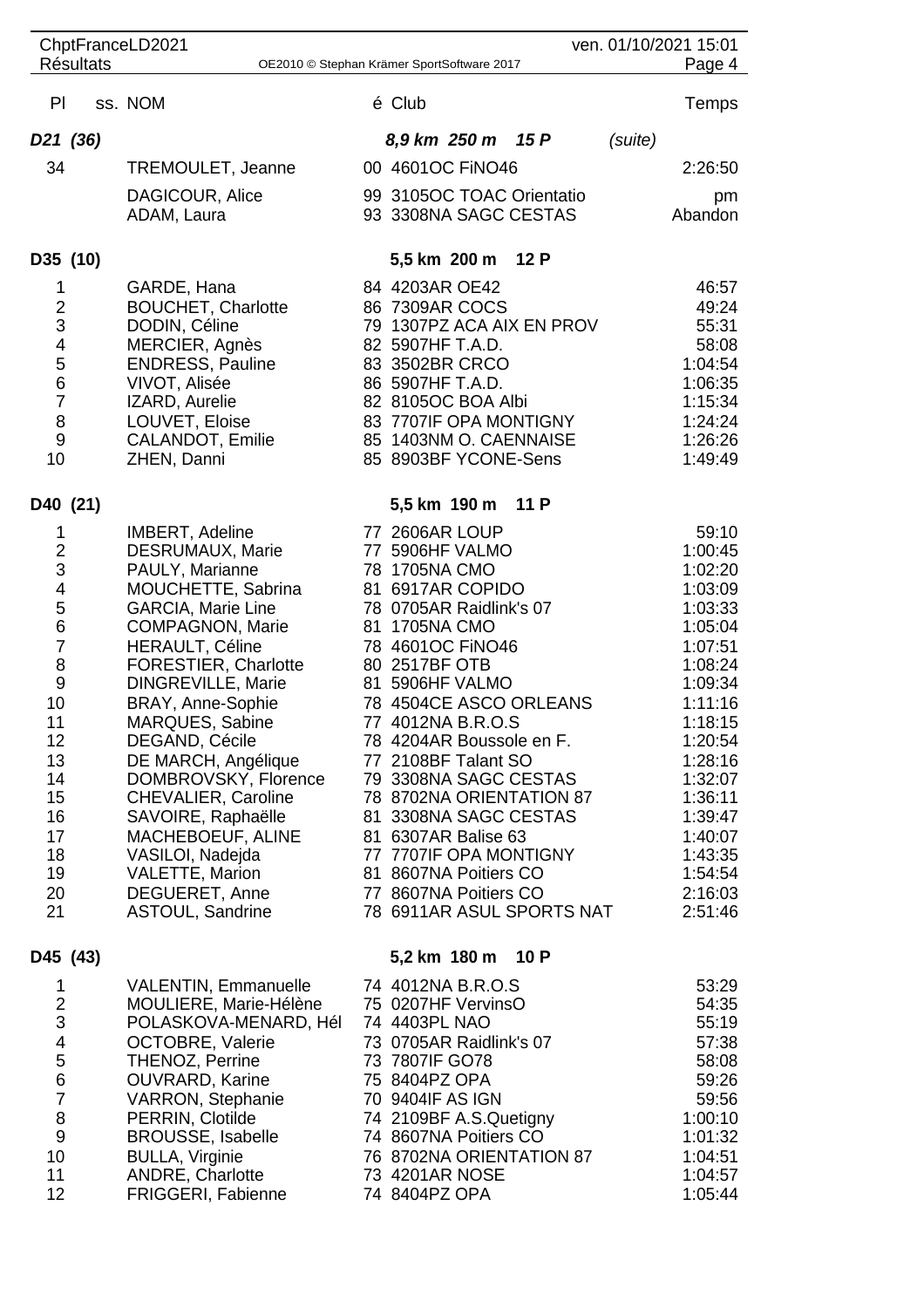| Pl | ss. NOM | é | Club | Temps |
|---|---|---|---|---|
| **D21 (36)** | | | ***8,9 km 250 m 15 P*** *(suite)* | |
| 34 | TREMOULET, Jeanne | 00 | 4601OC FiNO46 | 2:26:50 |
| | DAGICOUR, Alice | 99 | 3105OC TOAC Orientatio | pm |
| | ADAM, Laura | 93 | 3308NA SAGC CESTAS | Abandon |
| **D35 (10)** | | | **5,5 km 200 m 12 P** | |
| 1 | GARDE, Hana | 84 | 4203AR OE42 | 46:57 |
| 2 | BOUCHET, Charlotte | 86 | 7309AR COCS | 49:24 |
| 3 | DODIN, Céline | 79 | 1307PZ ACA AIX EN PROV | 55:31 |
| 4 | MERCIER, Agnès | 82 | 5907HF T.A.D. | 58:08 |
| 5 | ENDRESS, Pauline | 83 | 3502BR CRCO | 1:04:54 |
| 6 | VIVOT, Alisée | 86 | 5907HF T.A.D. | 1:06:35 |
| 7 | IZARD, Aurelie | 82 | 8105OC BOA Albi | 1:15:34 |
| 8 | LOUVET, Eloise | 83 | 7707IF OPA MONTIGNY | 1:24:24 |
| 9 | CALANDOT, Emilie | 85 | 1403NM O. CAENNAISE | 1:26:26 |
| 10 | ZHEN, Danni | 85 | 8903BF YCONE-Sens | 1:49:49 |
| **D40 (21)** | | | **5,5 km 190 m 11 P** | |
| 1 | IMBERT, Adeline | 77 | 2606AR LOUP | 59:10 |
| 2 | DESRUMAUX, Marie | 77 | 5906HF VALMO | 1:00:45 |
| 3 | PAULY, Marianne | 78 | 1705NA CMO | 1:02:20 |
| 4 | MOUCHETTE, Sabrina | 81 | 6917AR COPIDO | 1:03:09 |
| 5 | GARCIA, Marie Line | 78 | 0705AR Raidlink's 07 | 1:03:33 |
| 6 | COMPAGNON, Marie | 81 | 1705NA CMO | 1:05:04 |
| 7 | HERAULT, Céline | 78 | 4601OC FiNO46 | 1:07:51 |
| 8 | FORESTIER, Charlotte | 80 | 2517BF OTB | 1:08:24 |
| 9 | DINGREVILLE, Marie | 81 | 5906HF VALMO | 1:09:34 |
| 10 | BRAY, Anne-Sophie | 78 | 4504CE ASCO ORLEANS | 1:11:16 |
| 11 | MARQUES, Sabine | 77 | 4012NA B.R.O.S | 1:18:15 |
| 12 | DEGAND, Cécile | 78 | 4204AR Boussole en F. | 1:20:54 |
| 13 | DE MARCH, Angélique | 77 | 2108BF Talant SO | 1:28:16 |
| 14 | DOMBROVSKY, Florence | 79 | 3308NA SAGC CESTAS | 1:32:07 |
| 15 | CHEVALIER, Caroline | 78 | 8702NA ORIENTATION 87 | 1:36:11 |
| 16 | SAVOIRE, Raphaëlle | 81 | 3308NA SAGC CESTAS | 1:39:47 |
| 17 | MACHEBOEUF, ALINE | 81 | 6307AR Balise 63 | 1:40:07 |
| 18 | VASILOI, Nadejda | 77 | 7707IF OPA MONTIGNY | 1:43:35 |
| 19 | VALETTE, Marion | 81 | 8607NA Poitiers CO | 1:54:54 |
| 20 | DEGUERET, Anne | 77 | 8607NA Poitiers CO | 2:16:03 |
| 21 | ASTOUL, Sandrine | 78 | 6911AR ASUL SPORTS NAT | 2:51:46 |
| **D45 (43)** | | | **5,2 km 180 m 10 P** | |
| 1 | VALENTIN, Emmanuelle | 74 | 4012NA B.R.O.S | 53:29 |
| 2 | MOULIERE, Marie-Hélène | 75 | 0207HF VervinsO | 54:35 |
| 3 | POLASKOVA-MENARD, Hél | 74 | 4403PL NAO | 55:19 |
| 4 | OCTOBRE, Valerie | 73 | 0705AR Raidlink's 07 | 57:38 |
| 5 | THENOZ, Perrine | 73 | 7807IF GO78 | 58:08 |
| 6 | OUVRARD, Karine | 75 | 8404PZ OPA | 59:26 |
| 7 | VARRON, Stephanie | 70 | 9404IF AS IGN | 59:56 |
| 8 | PERRIN, Clotilde | 74 | 2109BF A.S.Quetigny | 1:00:10 |
| 9 | BROUSSE, Isabelle | 74 | 8607NA Poitiers CO | 1:01:32 |
| 10 | BULLA, Virginie | 76 | 8702NA ORIENTATION 87 | 1:04:51 |
| 11 | ANDRE, Charlotte | 73 | 4201AR NOSE | 1:04:57 |
| 12 | FRIGGERI, Fabienne | 74 | 8404PZ OPA | 1:05:44 |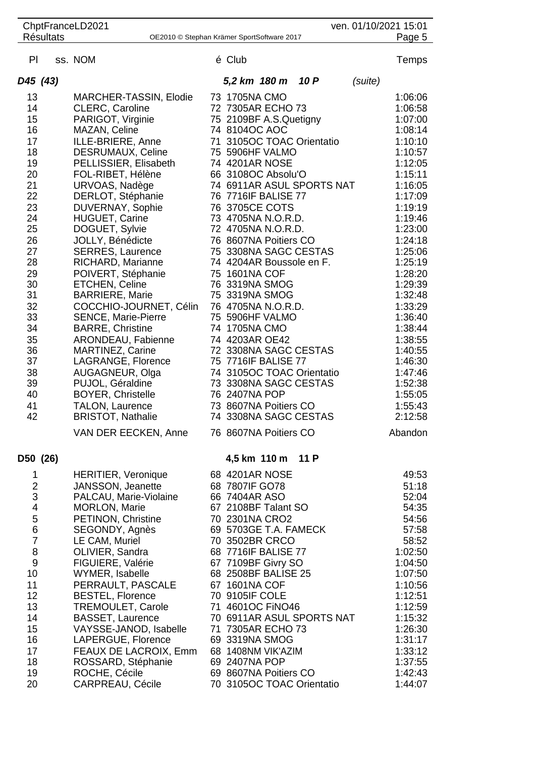## D45 (43) — 5,2 km 180 m 10 P (suite)

| Pl | ss. | NOM | é | Club | Temps |
|---|---|---|---|---|---|
| 13 | | MARCHER-TASSIN, Elodie | 73 | 1705NA CMO | 1:06:06 |
| 14 | | CLERC, Caroline | 72 | 7305AR ECHO 73 | 1:06:58 |
| 15 | | PARIGOT, Virginie | 75 | 2109BF A.S.Quetigny | 1:07:00 |
| 16 | | MAZAN, Celine | 74 | 8104OC AOC | 1:08:14 |
| 17 | | ILLE-BRIERE, Anne | 71 | 3105OC TOAC Orientatio | 1:10:10 |
| 18 | | DESRUMAUX, Celine | 75 | 5906HF VALMO | 1:10:57 |
| 19 | | PELLISSIER, Elisabeth | 74 | 4201AR NOSE | 1:12:05 |
| 20 | | FOL-RIBET, Hélène | 66 | 3108OC Absolu'O | 1:15:11 |
| 21 | | URVOAS, Nadège | 74 | 6911AR ASUL SPORTS NAT | 1:16:05 |
| 22 | | DERLOT, Stéphanie | 76 | 7716IF BALISE 77 | 1:17:09 |
| 23 | | DUVERNAY, Sophie | 76 | 3705CE COTS | 1:19:19 |
| 24 | | HUGUET, Carine | 73 | 4705NA N.O.R.D. | 1:19:46 |
| 25 | | DOGUET, Sylvie | 72 | 4705NA N.O.R.D. | 1:23:00 |
| 26 | | JOLLY, Bénédicte | 76 | 8607NA Poitiers CO | 1:24:18 |
| 27 | | SERRES, Laurence | 75 | 3308NA SAGC CESTAS | 1:25:06 |
| 28 | | RICHARD, Marianne | 74 | 4204AR Boussole en F. | 1:25:19 |
| 29 | | POIVERT, Stéphanie | 75 | 1601NA COF | 1:28:20 |
| 30 | | ETCHEN, Celine | 76 | 3319NA SMOG | 1:29:39 |
| 31 | | BARRIERE, Marie | 75 | 3319NA SMOG | 1:32:48 |
| 32 | | COCCHIO-JOURNET, Célin | 76 | 4705NA N.O.R.D. | 1:33:29 |
| 33 | | SENCE, Marie-Pierre | 75 | 5906HF VALMO | 1:36:40 |
| 34 | | BARRE, Christine | 74 | 1705NA CMO | 1:38:44 |
| 35 | | ARONDEAU, Fabienne | 74 | 4203AR OE42 | 1:38:55 |
| 36 | | MARTINEZ, Carine | 72 | 3308NA SAGC CESTAS | 1:40:55 |
| 37 | | LAGRANGE, Florence | 75 | 7716IF BALISE 77 | 1:46:30 |
| 38 | | AUGAGNEUR, Olga | 74 | 3105OC TOAC Orientatio | 1:47:46 |
| 39 | | PUJOL, Géraldine | 73 | 3308NA SAGC CESTAS | 1:52:38 |
| 40 | | BOYER, Christelle | 76 | 2407NA POP | 1:55:05 |
| 41 | | TALON, Laurence | 73 | 8607NA Poitiers CO | 1:55:43 |
| 42 | | BRISTOT, Nathalie | 74 | 3308NA SAGC CESTAS | 2:12:58 |
| | | VAN DER EECKEN, Anne | 76 | 8607NA Poitiers CO | Abandon |

## D50 (26) — 4,5 km 110 m 11 P

| Pl | ss. | NOM | é | Club | Temps |
|---|---|---|---|---|---|
| 1 | | HERITIER, Veronique | 68 | 4201AR NOSE | 49:53 |
| 2 | | JANSSON, Jeanette | 68 | 7807IF GO78 | 51:18 |
| 3 | | PALCAU, Marie-Violaine | 66 | 7404AR ASO | 52:04 |
| 4 | | MORLON, Marie | 67 | 2108BF Talant SO | 54:35 |
| 5 | | PETINON, Christine | 70 | 2301NA CRO2 | 54:56 |
| 6 | | SEGONDY, Agnès | 69 | 5703GE T.A. FAMECK | 57:58 |
| 7 | | LE CAM, Muriel | 70 | 3502BR CRCO | 58:52 |
| 8 | | OLIVIER, Sandra | 68 | 7716IF BALISE 77 | 1:02:50 |
| 9 | | FIGUIERE, Valérie | 67 | 7109BF Givry SO | 1:04:50 |
| 10 | | WYMER, Isabelle | 68 | 2508BF BALISE 25 | 1:07:50 |
| 11 | | PERRAULT, PASCALE | 67 | 1601NA COF | 1:10:56 |
| 12 | | BESTEL, Florence | 70 | 9105IF COLE | 1:12:51 |
| 13 | | TREMOULET, Carole | 71 | 4601OC FiNO46 | 1:12:59 |
| 14 | | BASSET, Laurence | 70 | 6911AR ASUL SPORTS NAT | 1:15:32 |
| 15 | | VAYSSE-JANOD, Isabelle | 71 | 7305AR ECHO 73 | 1:26:30 |
| 16 | | LAPERGUE, Florence | 69 | 3319NA SMOG | 1:31:17 |
| 17 | | FEAUX DE LACROIX, Emm | 68 | 1408NM VIK'AZIM | 1:33:12 |
| 18 | | ROSSARD, Stéphanie | 69 | 2407NA POP | 1:37:55 |
| 19 | | ROCHE, Cécile | 69 | 8607NA Poitiers CO | 1:42:43 |
| 20 | | CARPREAU, Cécile | 70 | 3105OC TOAC Orientatio | 1:44:07 |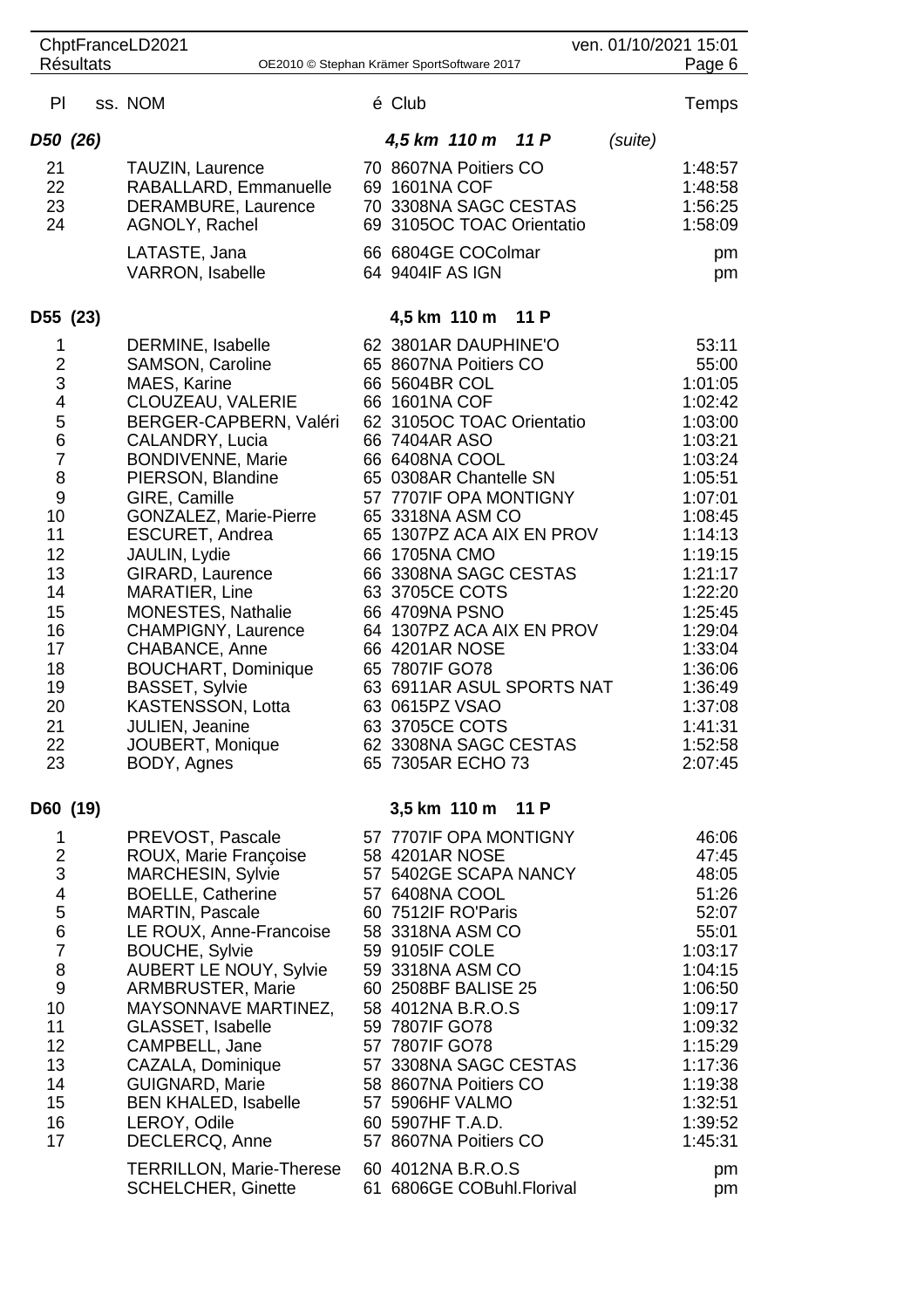| Pl | ss. | NOM | é | Club | Temps |
|---|---|---|---|---|---|
| ***D50 (26)*** | | | | ***4,5 km 110 m 11 P*** *(suite)* | |
| 21 | | TAUZIN, Laurence | 70 | 8607NA Poitiers CO | 1:48:57 |
| 22 | | RABALLARD, Emmanuelle | 69 | 1601NA COF | 1:48:58 |
| 23 | | DERAMBURE, Laurence | 70 | 3308NA SAGC CESTAS | 1:56:25 |
| 24 | | AGNOLY, Rachel | 69 | 3105OC TOAC Orientatio | 1:58:09 |
| | | LATASTE, Jana | 66 | 6804GE COColmar | pm |
| | | VARRON, Isabelle | 64 | 9404IF AS IGN | pm |
| **D55 (23)** | | | | **4,5 km 110 m 11 P** | |
| 1 | | DERMINE, Isabelle | 62 | 3801AR DAUPHINE'O | 53:11 |
| 2 | | SAMSON, Caroline | 65 | 8607NA Poitiers CO | 55:00 |
| 3 | | MAES, Karine | 66 | 5604BR COL | 1:01:05 |
| 4 | | CLOUZEAU, VALERIE | 66 | 1601NA COF | 1:02:42 |
| 5 | | BERGER-CAPBERN, Valéri | 62 | 3105OC TOAC Orientatio | 1:03:00 |
| 6 | | CALANDRY, Lucia | 66 | 7404AR ASO | 1:03:21 |
| 7 | | BONDIVENNE, Marie | 66 | 6408NA COOL | 1:03:24 |
| 8 | | PIERSON, Blandine | 65 | 0308AR Chantelle SN | 1:05:51 |
| 9 | | GIRE, Camille | 57 | 7707IF OPA MONTIGNY | 1:07:01 |
| 10 | | GONZALEZ, Marie-Pierre | 65 | 3318NA ASM CO | 1:08:45 |
| 11 | | ESCURET, Andrea | 65 | 1307PZ ACA AIX EN PROV | 1:14:13 |
| 12 | | JAULIN, Lydie | 66 | 1705NA CMO | 1:19:15 |
| 13 | | GIRARD, Laurence | 66 | 3308NA SAGC CESTAS | 1:21:17 |
| 14 | | MARATIER, Line | 63 | 3705CE COTS | 1:22:20 |
| 15 | | MONESTES, Nathalie | 66 | 4709NA PSNO | 1:25:45 |
| 16 | | CHAMPIGNY, Laurence | 64 | 1307PZ ACA AIX EN PROV | 1:29:04 |
| 17 | | CHABANCE, Anne | 66 | 4201AR NOSE | 1:33:04 |
| 18 | | BOUCHART, Dominique | 65 | 7807IF GO78 | 1:36:06 |
| 19 | | BASSET, Sylvie | 63 | 6911AR ASUL SPORTS NAT | 1:36:49 |
| 20 | | KASTENSSON, Lotta | 63 | 0615PZ VSAO | 1:37:08 |
| 21 | | JULIEN, Jeanine | 63 | 3705CE COTS | 1:41:31 |
| 22 | | JOUBERT, Monique | 62 | 3308NA SAGC CESTAS | 1:52:58 |
| 23 | | BODY, Agnes | 65 | 7305AR ECHO 73 | 2:07:45 |
| **D60 (19)** | | | | **3,5 km 110 m 11 P** | |
| 1 | | PREVOST, Pascale | 57 | 7707IF OPA MONTIGNY | 46:06 |
| 2 | | ROUX, Marie Françoise | 58 | 4201AR NOSE | 47:45 |
| 3 | | MARCHESIN, Sylvie | 57 | 5402GE SCAPA NANCY | 48:05 |
| 4 | | BOELLE, Catherine | 57 | 6408NA COOL | 51:26 |
| 5 | | MARTIN, Pascale | 60 | 7512IF RO'Paris | 52:07 |
| 6 | | LE ROUX, Anne-Francoise | 58 | 3318NA ASM CO | 55:01 |
| 7 | | BOUCHE, Sylvie | 59 | 9105IF COLE | 1:03:17 |
| 8 | | AUBERT LE NOUY, Sylvie | 59 | 3318NA ASM CO | 1:04:15 |
| 9 | | ARMBRUSTER, Marie | 60 | 2508BF BALISE 25 | 1:06:50 |
| 10 | | MAYSONNAVE MARTINEZ, | 58 | 4012NA B.R.O.S | 1:09:17 |
| 11 | | GLASSET, Isabelle | 59 | 7807IF GO78 | 1:09:32 |
| 12 | | CAMPBELL, Jane | 57 | 7807IF GO78 | 1:15:29 |
| 13 | | CAZALA, Dominique | 57 | 3308NA SAGC CESTAS | 1:17:36 |
| 14 | | GUIGNARD, Marie | 58 | 8607NA Poitiers CO | 1:19:38 |
| 15 | | BEN KHALED, Isabelle | 57 | 5906HF VALMO | 1:32:51 |
| 16 | | LEROY, Odile | 60 | 5907HF T.A.D. | 1:39:52 |
| 17 | | DECLERCQ, Anne | 57 | 8607NA Poitiers CO | 1:45:31 |
| | | TERRILLON, Marie-Therese | 60 | 4012NA B.R.O.S | pm |
| | | SCHELCHER, Ginette | 61 | 6806GE COBuhl.Florival | pm |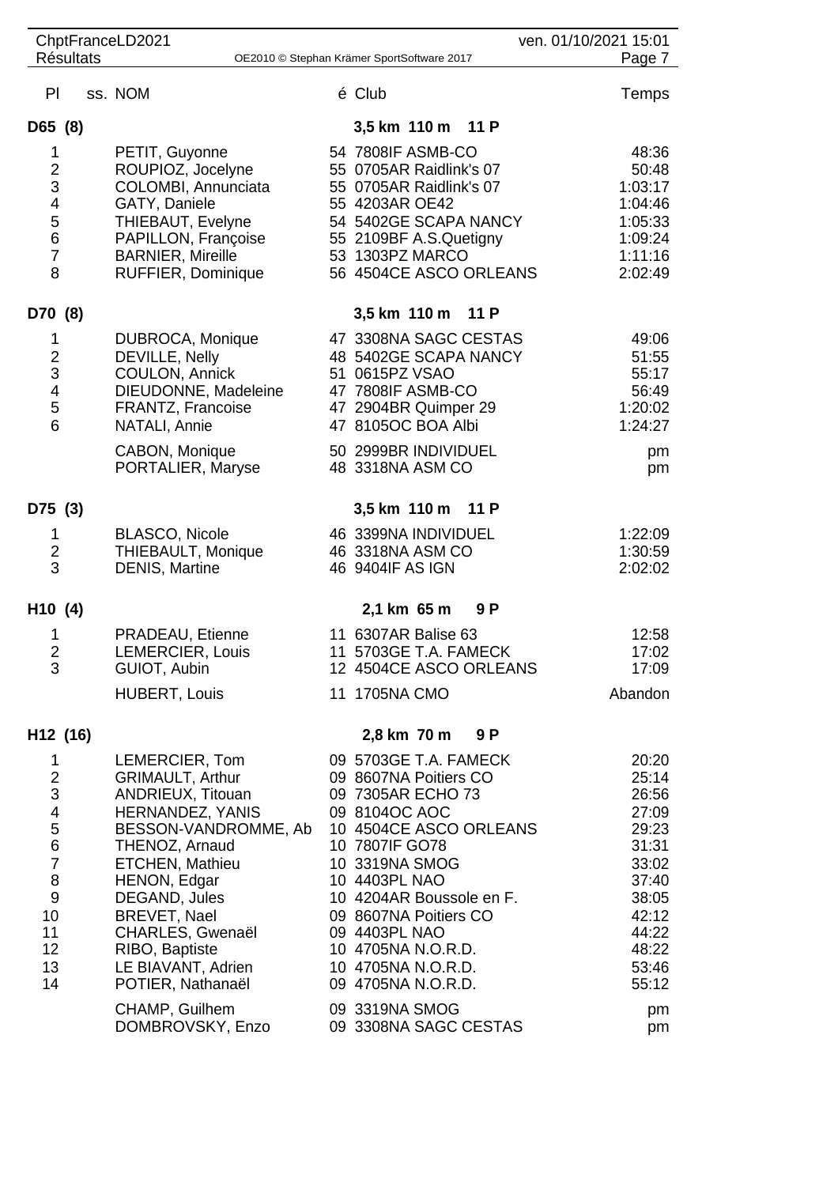| Pl | ss. NOM | é | Club | Temps |
|---|---|---|---|---|
| **D65 (8)** | | | **3,5 km 110 m 11 P** | |
| 1 | PETIT, Guyonne | 54 | 7808IF ASMB-CO | 48:36 |
| 2 | ROUPIOZ, Jocelyne | 55 | 0705AR Raidlink's 07 | 50:48 |
| 3 | COLOMBI, Annunciata | 55 | 0705AR Raidlink's 07 | 1:03:17 |
| 4 | GATY, Daniele | 55 | 4203AR OE42 | 1:04:46 |
| 5 | THIEBAUT, Evelyne | 54 | 5402GE SCAPA NANCY | 1:05:33 |
| 6 | PAPILLON, Françoise | 55 | 2109BF A.S.Quetigny | 1:09:24 |
| 7 | BARNIER, Mireille | 53 | 1303PZ MARCO | 1:11:16 |
| 8 | RUFFIER, Dominique | 56 | 4504CE ASCO ORLEANS | 2:02:49 |
| **D70 (8)** | | | **3,5 km 110 m 11 P** | |
| 1 | DUBROCA, Monique | 47 | 3308NA SAGC CESTAS | 49:06 |
| 2 | DEVILLE, Nelly | 48 | 5402GE SCAPA NANCY | 51:55 |
| 3 | COULON, Annick | 51 | 0615PZ VSAO | 55:17 |
| 4 | DIEUDONNE, Madeleine | 47 | 7808IF ASMB-CO | 56:49 |
| 5 | FRANTZ, Francoise | 47 | 2904BR Quimper 29 | 1:20:02 |
| 6 | NATALI, Annie | 47 | 8105OC BOA Albi | 1:24:27 |
| | CABON, Monique | 50 | 2999BR INDIVIDUEL | pm |
| | PORTALIER, Maryse | 48 | 3318NA ASM CO | pm |
| **D75 (3)** | | | **3,5 km 110 m 11 P** | |
| 1 | BLASCO, Nicole | 46 | 3399NA INDIVIDUEL | 1:22:09 |
| 2 | THIEBAULT, Monique | 46 | 3318NA ASM CO | 1:30:59 |
| 3 | DENIS, Martine | 46 | 9404IF AS IGN | 2:02:02 |
| **H10 (4)** | | | **2,1 km 65 m 9 P** | |
| 1 | PRADEAU, Etienne | 11 | 6307AR Balise 63 | 12:58 |
| 2 | LEMERCIER, Louis | 11 | 5703GE T.A. FAMECK | 17:02 |
| 3 | GUIOT, Aubin | 12 | 4504CE ASCO ORLEANS | 17:09 |
| | HUBERT, Louis | 11 | 1705NA CMO | Abandon |
| **H12 (16)** | | | **2,8 km 70 m 9 P** | |
| 1 | LEMERCIER, Tom | 09 | 5703GE T.A. FAMECK | 20:20 |
| 2 | GRIMAULT, Arthur | 09 | 8607NA Poitiers CO | 25:14 |
| 3 | ANDRIEUX, Titouan | 09 | 7305AR ECHO 73 | 26:56 |
| 4 | HERNANDEZ, YANIS | 09 | 8104OC AOC | 27:09 |
| 5 | BESSON-VANDROMME, Ab | 10 | 4504CE ASCO ORLEANS | 29:23 |
| 6 | THENOZ, Arnaud | 10 | 7807IF GO78 | 31:31 |
| 7 | ETCHEN, Mathieu | 10 | 3319NA SMOG | 33:02 |
| 8 | HENON, Edgar | 10 | 4403PL NAO | 37:40 |
| 9 | DEGAND, Jules | 10 | 4204AR Boussole en F. | 38:05 |
| 10 | BREVET, Nael | 09 | 8607NA Poitiers CO | 42:12 |
| 11 | CHARLES, Gwenaël | 09 | 4403PL NAO | 44:22 |
| 12 | RIBO, Baptiste | 10 | 4705NA N.O.R.D. | 48:22 |
| 13 | LE BIAVANT, Adrien | 10 | 4705NA N.O.R.D. | 53:46 |
| 14 | POTIER, Nathanaël | 09 | 4705NA N.O.R.D. | 55:12 |
| | CHAMP, Guilhem | 09 | 3319NA SMOG | pm |
| | DOMBROVSKY, Enzo | 09 | 3308NA SAGC CESTAS | pm |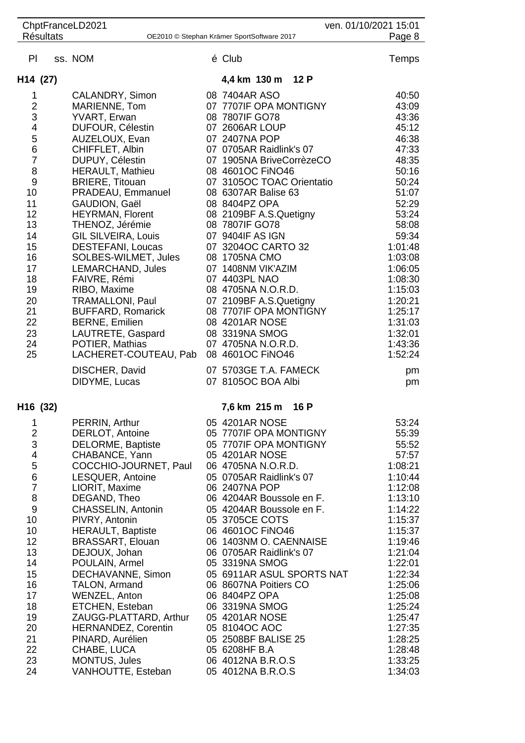| Pl | ss. NOM | é Club | Temps |
|---|---|---|---|
| **H14 (27)** | | **4,4 km 130 m 12 P** | |
| 1 | CALANDRY, Simon | 08 7404AR ASO | 40:50 |
| 2 | MARIENNE, Tom | 07 7707IF OPA MONTIGNY | 43:09 |
| 3 | YVART, Erwan | 08 7807IF GO78 | 43:36 |
| 4 | DUFOUR, Célestin | 07 2606AR LOUP | 45:12 |
| 5 | AUZELOUX, Evan | 07 2407NA POP | 46:38 |
| 6 | CHIFFLET, Albin | 07 0705AR Raidlink's 07 | 47:33 |
| 7 | DUPUY, Célestin | 07 1905NA BriveCorrèzeCO | 48:35 |
| 8 | HERAULT, Mathieu | 08 4601OC FiNO46 | 50:16 |
| 9 | BRIERE, Titouan | 07 3105OC TOAC Orientatio | 50:24 |
| 10 | PRADEAU, Emmanuel | 08 6307AR Balise 63 | 51:07 |
| 11 | GAUDION, Gaël | 08 8404PZ OPA | 52:29 |
| 12 | HEYRMAN, Florent | 08 2109BF A.S.Quetigny | 53:24 |
| 13 | THENOZ, Jérémie | 08 7807IF GO78 | 58:08 |
| 14 | GIL SILVEIRA, Louis | 07 9404IF AS IGN | 59:34 |
| 15 | DESTEFANI, Loucas | 07 3204OC CARTO 32 | 1:01:48 |
| 16 | SOLBES-WILMET, Jules | 08 1705NA CMO | 1:03:08 |
| 17 | LEMARCHAND, Jules | 07 1408NM VIK'AZIM | 1:06:05 |
| 18 | FAIVRE, Rémi | 07 4403PL NAO | 1:08:30 |
| 19 | RIBO, Maxime | 08 4705NA N.O.R.D. | 1:15:03 |
| 20 | TRAMALLONI, Paul | 07 2109BF A.S.Quetigny | 1:20:21 |
| 21 | BUFFARD, Romarick | 08 7707IF OPA MONTIGNY | 1:25:17 |
| 22 | BERNE, Emilien | 08 4201AR NOSE | 1:31:03 |
| 23 | LAUTRETE, Gaspard | 08 3319NA SMOG | 1:32:01 |
| 24 | POTIER, Mathias | 07 4705NA N.O.R.D. | 1:43:36 |
| 25 | LACHERET-COUTEAU, Pab | 08 4601OC FiNO46 | 1:52:24 |
| | DISCHER, David | 07 5703GE T.A. FAMECK | pm |
| | DIDYME, Lucas | 07 8105OC BOA Albi | pm |
| **H16 (32)** | | **7,6 km 215 m 16 P** | |
| 1 | PERRIN, Arthur | 05 4201AR NOSE | 53:24 |
| 2 | DERLOT, Antoine | 05 7707IF OPA MONTIGNY | 55:39 |
| 3 | DELORME, Baptiste | 05 7707IF OPA MONTIGNY | 55:52 |
| 4 | CHABANCE, Yann | 05 4201AR NOSE | 57:57 |
| 5 | COCCHIO-JOURNET, Paul | 06 4705NA N.O.R.D. | 1:08:21 |
| 6 | LESQUER, Antoine | 05 0705AR Raidlink's 07 | 1:10:44 |
| 7 | LIORIT, Maxime | 06 2407NA POP | 1:12:08 |
| 8 | DEGAND, Theo | 06 4204AR Boussole en F. | 1:13:10 |
| 9 | CHASSELIN, Antonin | 05 4204AR Boussole en F. | 1:14:22 |
| 10 | PIVRY, Antonin | 05 3705CE COTS | 1:15:37 |
| 10 | HERAULT, Baptiste | 06 4601OC FiNO46 | 1:15:37 |
| 12 | BRASSART, Elouan | 06 1403NM O. CAENNAISE | 1:19:46 |
| 13 | DEJOUX, Johan | 06 0705AR Raidlink's 07 | 1:21:04 |
| 14 | POULAIN, Armel | 05 3319NA SMOG | 1:22:01 |
| 15 | DECHAVANNE, Simon | 05 6911AR ASUL SPORTS NAT | 1:22:34 |
| 16 | TALON, Armand | 06 8607NA Poitiers CO | 1:25:06 |
| 17 | WENZEL, Anton | 06 8404PZ OPA | 1:25:08 |
| 18 | ETCHEN, Esteban | 06 3319NA SMOG | 1:25:24 |
| 19 | ZAUGG-PLATTARD, Arthur | 05 4201AR NOSE | 1:25:47 |
| 20 | HERNANDEZ, Corentin | 05 8104OC AOC | 1:27:35 |
| 21 | PINARD, Aurélien | 05 2508BF BALISE 25 | 1:28:25 |
| 22 | CHABE, LUCA | 05 6208HF B.A | 1:28:48 |
| 23 | MONTUS, Jules | 06 4012NA B.R.O.S | 1:33:25 |
| 24 | VANHOUTTE, Esteban | 05 4012NA B.R.O.S | 1:34:03 |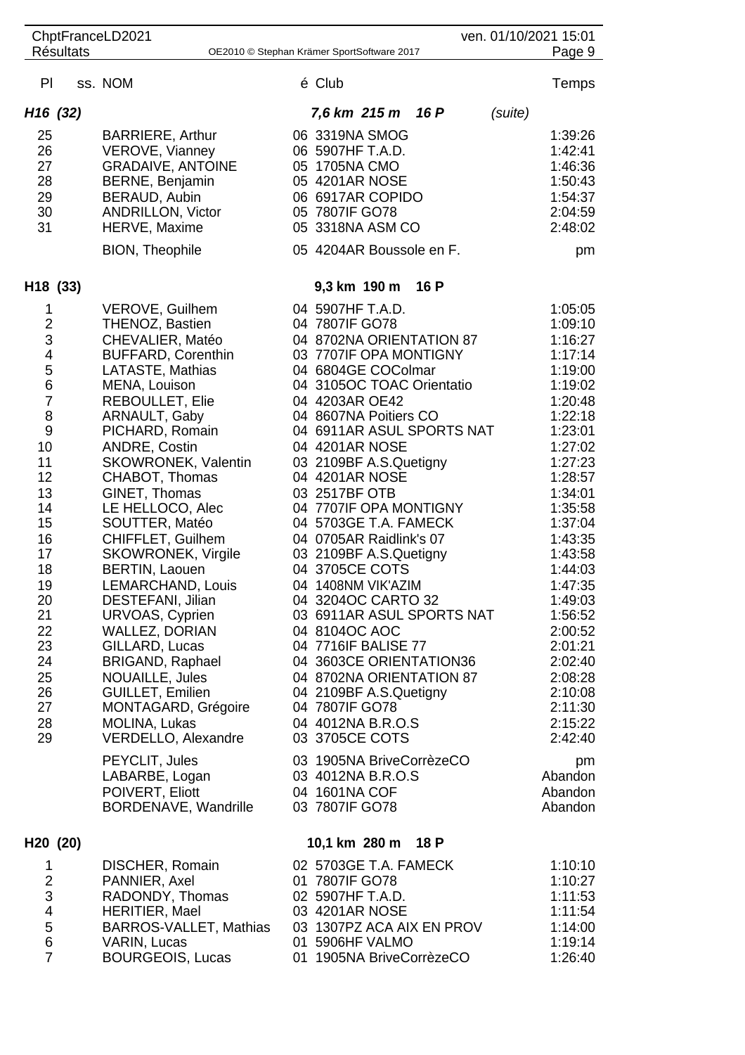| Pl | ss. NOM | é | Club | Temps |
|---|---|---|---|---|
| ***H16 (32)*** | | | ***7,6 km 215 m 16 P*** (suite) | |
| 25 | BARRIERE, Arthur | 06 | 3319NA SMOG | 1:39:26 |
| 26 | VEROVE, Vianney | 06 | 5907HF T.A.D. | 1:42:41 |
| 27 | GRADAIVE, ANTOINE | 05 | 1705NA CMO | 1:46:36 |
| 28 | BERNE, Benjamin | 05 | 4201AR NOSE | 1:50:43 |
| 29 | BERAUD, Aubin | 06 | 6917AR COPIDO | 1:54:37 |
| 30 | ANDRILLON, Victor | 05 | 7807IF GO78 | 2:04:59 |
| 31 | HERVE, Maxime | 05 | 3318NA ASM CO | 2:48:02 |
| | BION, Theophile | 05 | 4204AR Boussole en F. | pm |
| **H18 (33)** | | | **9,3 km 190 m 16 P** | |
| 1 | VEROVE, Guilhem | 04 | 5907HF T.A.D. | 1:05:05 |
| 2 | THENOZ, Bastien | 04 | 7807IF GO78 | 1:09:10 |
| 3 | CHEVALIER, Matéo | 04 | 8702NA ORIENTATION 87 | 1:16:27 |
| 4 | BUFFARD, Corenthin | 03 | 7707IF OPA MONTIGNY | 1:17:14 |
| 5 | LATASTE, Mathias | 04 | 6804GE COColmar | 1:19:00 |
| 6 | MENA, Louison | 04 | 3105OC TOAC Orientatio | 1:19:02 |
| 7 | REBOULLET, Elie | 04 | 4203AR OE42 | 1:20:48 |
| 8 | ARNAULT, Gaby | 04 | 8607NA Poitiers CO | 1:22:18 |
| 9 | PICHARD, Romain | 04 | 6911AR ASUL SPORTS NAT | 1:23:01 |
| 10 | ANDRE, Costin | 04 | 4201AR NOSE | 1:27:02 |
| 11 | SKOWRONEK, Valentin | 03 | 2109BF A.S.Quetigny | 1:27:23 |
| 12 | CHABOT, Thomas | 04 | 4201AR NOSE | 1:28:57 |
| 13 | GINET, Thomas | 03 | 2517BF OTB | 1:34:01 |
| 14 | LE HELLOCO, Alec | 04 | 7707IF OPA MONTIGNY | 1:35:58 |
| 15 | SOUTTER, Matéo | 04 | 5703GE T.A. FAMECK | 1:37:04 |
| 16 | CHIFFLET, Guilhem | 04 | 0705AR Raidlink's 07 | 1:43:35 |
| 17 | SKOWRONEK, Virgile | 03 | 2109BF A.S.Quetigny | 1:43:58 |
| 18 | BERTIN, Laouen | 04 | 3705CE COTS | 1:44:03 |
| 19 | LEMARCHAND, Louis | 04 | 1408NM VIK'AZIM | 1:47:35 |
| 20 | DESTEFANI, Jilian | 04 | 3204OC CARTO 32 | 1:49:03 |
| 21 | URVOAS, Cyprien | 03 | 6911AR ASUL SPORTS NAT | 1:56:52 |
| 22 | WALLEZ, DORIAN | 04 | 8104OC AOC | 2:00:52 |
| 23 | GILLARD, Lucas | 04 | 7716IF BALISE 77 | 2:01:21 |
| 24 | BRIGAND, Raphael | 04 | 3603CE ORIENTATION36 | 2:02:40 |
| 25 | NOUAILLE, Jules | 04 | 8702NA ORIENTATION 87 | 2:08:28 |
| 26 | GUILLET, Emilien | 04 | 2109BF A.S.Quetigny | 2:10:08 |
| 27 | MONTAGARD, Grégoire | 04 | 7807IF GO78 | 2:11:30 |
| 28 | MOLINA, Lukas | 04 | 4012NA B.R.O.S | 2:15:22 |
| 29 | VERDELLO, Alexandre | 03 | 3705CE COTS | 2:42:40 |
| | PEYCLIT, Jules | 03 | 1905NA BriveCorrèzeCO | pm |
| | LABARBE, Logan | 03 | 4012NA B.R.O.S | Abandon |
| | POIVERT, Eliott | 04 | 1601NA COF | Abandon |
| | BORDENAVE, Wandrille | 03 | 7807IF GO78 | Abandon |
| **H20 (20)** | | | **10,1 km 280 m 18 P** | |
| 1 | DISCHER, Romain | 02 | 5703GE T.A. FAMECK | 1:10:10 |
| 2 | PANNIER, Axel | 01 | 7807IF GO78 | 1:10:27 |
| 3 | RADONDY, Thomas | 02 | 5907HF T.A.D. | 1:11:53 |
| 4 | HERITIER, Mael | 03 | 4201AR NOSE | 1:11:54 |
| 5 | BARROS-VALLET, Mathias | 03 | 1307PZ ACA AIX EN PROV | 1:14:00 |
| 6 | VARIN, Lucas | 01 | 5906HF VALMO | 1:19:14 |
| 7 | BOURGEOIS, Lucas | 01 | 1905NA BriveCorrèzeCO | 1:26:40 |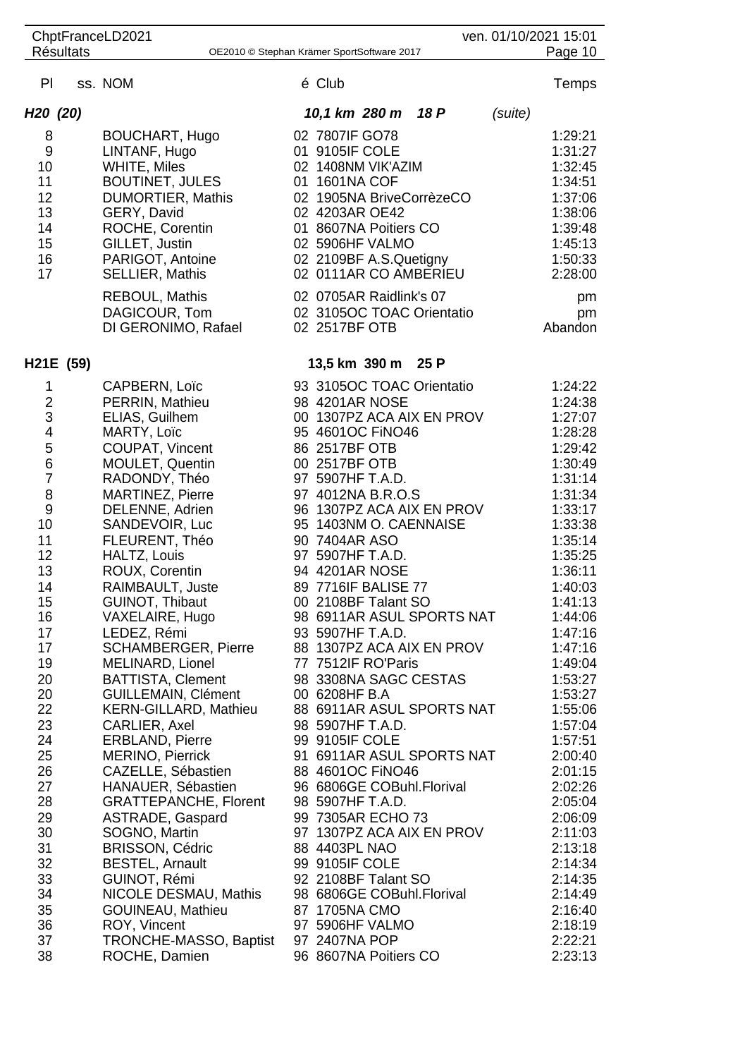| Pl | ss. | NOM | é | Club | Temps |
|---|---|---|---|---|---|
| ***H20 (20)*** | | | | ***10,1 km 280 m 18 P*** *(suite)* | |
| 8 | | BOUCHART, Hugo | 02 | 7807IF GO78 | 1:29:21 |
| 9 | | LINTANF, Hugo | 01 | 9105IF COLE | 1:31:27 |
| 10 | | WHITE, Miles | 02 | 1408NM VIK'AZIM | 1:32:45 |
| 11 | | BOUTINET, JULES | 01 | 1601NA COF | 1:34:51 |
| 12 | | DUMORTIER, Mathis | 02 | 1905NA BriveCorrèzeCO | 1:37:06 |
| 13 | | GERY, David | 02 | 4203AR OE42 | 1:38:06 |
| 14 | | ROCHE, Corentin | 01 | 8607NA Poitiers CO | 1:39:48 |
| 15 | | GILLET, Justin | 02 | 5906HF VALMO | 1:45:13 |
| 16 | | PARIGOT, Antoine | 02 | 2109BF A.S.Quetigny | 1:50:33 |
| 17 | | SELLIER, Mathis | 02 | 0111AR CO AMBERIEU | 2:28:00 |
| | | REBOUL, Mathis | 02 | 0705AR Raidlink's 07 | pm |
| | | DAGICOUR, Tom | 02 | 3105OC TOAC Orientatio | pm |
| | | DI GERONIMO, Rafael | 02 | 2517BF OTB | Abandon |
| **H21E (59)** | | | | **13,5 km 390 m 25 P** | |
| 1 | | CAPBERN, Loïc | 93 | 3105OC TOAC Orientatio | 1:24:22 |
| 2 | | PERRIN, Mathieu | 98 | 4201AR NOSE | 1:24:38 |
| 3 | | ELIAS, Guilhem | 00 | 1307PZ ACA AIX EN PROV | 1:27:07 |
| 4 | | MARTY, Loïc | 95 | 4601OC FiNO46 | 1:28:28 |
| 5 | | COUPAT, Vincent | 86 | 2517BF OTB | 1:29:42 |
| 6 | | MOULET, Quentin | 00 | 2517BF OTB | 1:30:49 |
| 7 | | RADONDY, Théo | 97 | 5907HF T.A.D. | 1:31:14 |
| 8 | | MARTINEZ, Pierre | 97 | 4012NA B.R.O.S | 1:31:34 |
| 9 | | DELENNE, Adrien | 96 | 1307PZ ACA AIX EN PROV | 1:33:17 |
| 10 | | SANDEVOIR, Luc | 95 | 1403NM O. CAENNAISE | 1:33:38 |
| 11 | | FLEURENT, Théo | 90 | 7404AR ASO | 1:35:14 |
| 12 | | HALTZ, Louis | 97 | 5907HF T.A.D. | 1:35:25 |
| 13 | | ROUX, Corentin | 94 | 4201AR NOSE | 1:36:11 |
| 14 | | RAIMBAULT, Juste | 89 | 7716IF BALISE 77 | 1:40:03 |
| 15 | | GUINOT, Thibaut | 00 | 2108BF Talant SO | 1:41:13 |
| 16 | | VAXELAIRE, Hugo | 98 | 6911AR ASUL SPORTS NAT | 1:44:06 |
| 17 | | LEDEZ, Rémi | 93 | 5907HF T.A.D. | 1:47:16 |
| 17 | | SCHAMBERGER, Pierre | 88 | 1307PZ ACA AIX EN PROV | 1:47:16 |
| 19 | | MELINARD, Lionel | 77 | 7512IF RO'Paris | 1:49:04 |
| 20 | | BATTISTA, Clement | 98 | 3308NA SAGC CESTAS | 1:53:27 |
| 20 | | GUILLEMAIN, Clément | 00 | 6208HF B.A | 1:53:27 |
| 22 | | KERN-GILLARD, Mathieu | 88 | 6911AR ASUL SPORTS NAT | 1:55:06 |
| 23 | | CARLIER, Axel | 98 | 5907HF T.A.D. | 1:57:04 |
| 24 | | ERBLAND, Pierre | 99 | 9105IF COLE | 1:57:51 |
| 25 | | MERINO, Pierrick | 91 | 6911AR ASUL SPORTS NAT | 2:00:40 |
| 26 | | CAZELLE, Sébastien | 88 | 4601OC FiNO46 | 2:01:15 |
| 27 | | HANAUER, Sébastien | 96 | 6806GE COBuhl.Florival | 2:02:26 |
| 28 | | GRATTEPANCHE, Florent | 98 | 5907HF T.A.D. | 2:05:04 |
| 29 | | ASTRADE, Gaspard | 99 | 7305AR ECHO 73 | 2:06:09 |
| 30 | | SOGNO, Martin | 97 | 1307PZ ACA AIX EN PROV | 2:11:03 |
| 31 | | BRISSON, Cédric | 88 | 4403PL NAO | 2:13:18 |
| 32 | | BESTEL, Arnault | 99 | 9105IF COLE | 2:14:34 |
| 33 | | GUINOT, Rémi | 92 | 2108BF Talant SO | 2:14:35 |
| 34 | | NICOLE DESMAU, Mathis | 98 | 6806GE COBuhl.Florival | 2:14:49 |
| 35 | | GOUINEAU, Mathieu | 87 | 1705NA CMO | 2:16:40 |
| 36 | | ROY, Vincent | 97 | 5906HF VALMO | 2:18:19 |
| 37 | | TRONCHE-MASSO, Baptist | 97 | 2407NA POP | 2:22:21 |
| 38 | | ROCHE, Damien | 96 | 8607NA Poitiers CO | 2:23:13 |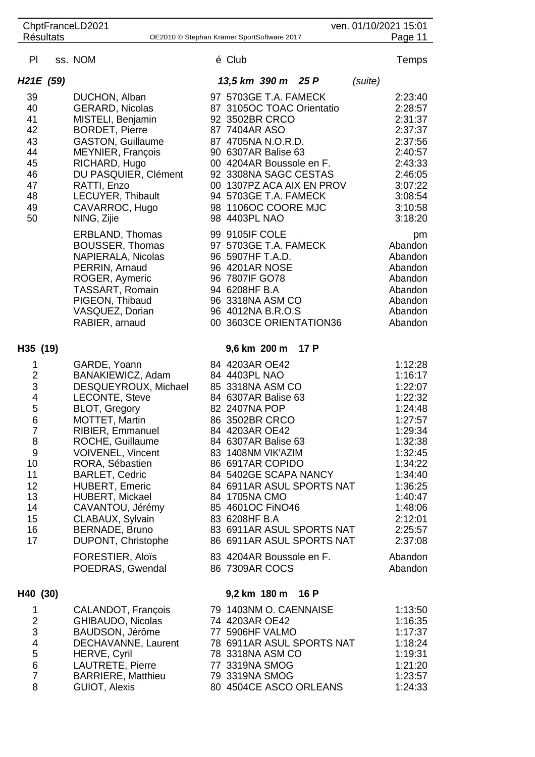| Pl | ss. NOM | é | Club | Temps |
|---|---|---|---|---|

### H21E (59) — 13,5 km 390 m 25 P (suite)

| Pl | NOM | é | Club | Temps |
|---|---|---|---|---|
| 39 | DUCHON, Alban | 97 | 5703GE T.A. FAMECK | 2:23:40 |
| 40 | GERARD, Nicolas | 87 | 3105OC TOAC Orientatio | 2:28:57 |
| 41 | MISTELI, Benjamin | 92 | 3502BR CRCO | 2:31:37 |
| 42 | BORDET, Pierre | 87 | 7404AR ASO | 2:37:37 |
| 43 | GASTON, Guillaume | 87 | 4705NA N.O.R.D. | 2:37:56 |
| 44 | MEYNIER, François | 90 | 6307AR Balise 63 | 2:40:57 |
| 45 | RICHARD, Hugo | 00 | 4204AR Boussole en F. | 2:43:33 |
| 46 | DU PASQUIER, Clément | 92 | 3308NA SAGC CESTAS | 2:46:05 |
| 47 | RATTI, Enzo | 00 | 1307PZ ACA AIX EN PROV | 3:07:22 |
| 48 | LECUYER, Thibault | 94 | 5703GE T.A. FAMECK | 3:08:54 |
| 49 | CAVARROC, Hugo | 98 | 1106OC COORE MJC | 3:10:58 |
| 50 | NING, Zijie | 98 | 4403PL NAO | 3:18:20 |
| | ERBLAND, Thomas | 99 | 9105IF COLE | pm |
| | BOUSSER, Thomas | 97 | 5703GE T.A. FAMECK | Abandon |
| | NAPIERALA, Nicolas | 96 | 5907HF T.A.D. | Abandon |
| | PERRIN, Arnaud | 96 | 4201AR NOSE | Abandon |
| | ROGER, Aymeric | 96 | 7807IF GO78 | Abandon |
| | TASSART, Romain | 94 | 6208HF B.A | Abandon |
| | PIGEON, Thibaud | 96 | 3318NA ASM CO | Abandon |
| | VASQUEZ, Dorian | 96 | 4012NA B.R.O.S | Abandon |
| | RABIER, arnaud | 00 | 3603CE ORIENTATION36 | Abandon |

### H35 (19) — 9,6 km 200 m 17 P

| Pl | NOM | é | Club | Temps |
|---|---|---|---|---|
| 1 | GARDE, Yoann | 84 | 4203AR OE42 | 1:12:28 |
| 2 | BANAKIEWICZ, Adam | 84 | 4403PL NAO | 1:16:17 |
| 3 | DESQUEYROUX, Michael | 85 | 3318NA ASM CO | 1:22:07 |
| 4 | LECONTE, Steve | 84 | 6307AR Balise 63 | 1:22:32 |
| 5 | BLOT, Gregory | 82 | 2407NA POP | 1:24:48 |
| 6 | MOTTET, Martin | 86 | 3502BR CRCO | 1:27:57 |
| 7 | RIBIER, Emmanuel | 84 | 4203AR OE42 | 1:29:34 |
| 8 | ROCHE, Guillaume | 84 | 6307AR Balise 63 | 1:32:38 |
| 9 | VOIVENEL, Vincent | 83 | 1408NM VIK'AZIM | 1:32:45 |
| 10 | RORA, Sébastien | 86 | 6917AR COPIDO | 1:34:22 |
| 11 | BARLET, Cedric | 84 | 5402GE SCAPA NANCY | 1:34:40 |
| 12 | HUBERT, Emeric | 84 | 6911AR ASUL SPORTS NAT | 1:36:25 |
| 13 | HUBERT, Mickael | 84 | 1705NA CMO | 1:40:47 |
| 14 | CAVANTOU, Jérémy | 85 | 4601OC FiNO46 | 1:48:06 |
| 15 | CLABAUX, Sylvain | 83 | 6208HF B.A | 2:12:01 |
| 16 | BERNADE, Bruno | 83 | 6911AR ASUL SPORTS NAT | 2:25:57 |
| 17 | DUPONT, Christophe | 86 | 6911AR ASUL SPORTS NAT | 2:37:08 |
| | FORESTIER, Aloïs | 83 | 4204AR Boussole en F. | Abandon |
| | POEDRAS, Gwendal | 86 | 7309AR COCS | Abandon |

### H40 (30) — 9,2 km 180 m 16 P

| Pl | NOM | é | Club | Temps |
|---|---|---|---|---|
| 1 | CALANDOT, François | 79 | 1403NM O. CAENNAISE | 1:13:50 |
| 2 | GHIBAUDO, Nicolas | 74 | 4203AR OE42 | 1:16:35 |
| 3 | BAUDSON, Jérôme | 77 | 5906HF VALMO | 1:17:37 |
| 4 | DECHAVANNE, Laurent | 78 | 6911AR ASUL SPORTS NAT | 1:18:24 |
| 5 | HERVE, Cyril | 78 | 3318NA ASM CO | 1:19:31 |
| 6 | LAUTRETE, Pierre | 77 | 3319NA SMOG | 1:21:20 |
| 7 | BARRIERE, Matthieu | 79 | 3319NA SMOG | 1:23:57 |
| 8 | GUIOT, Alexis | 80 | 4504CE ASCO ORLEANS | 1:24:33 |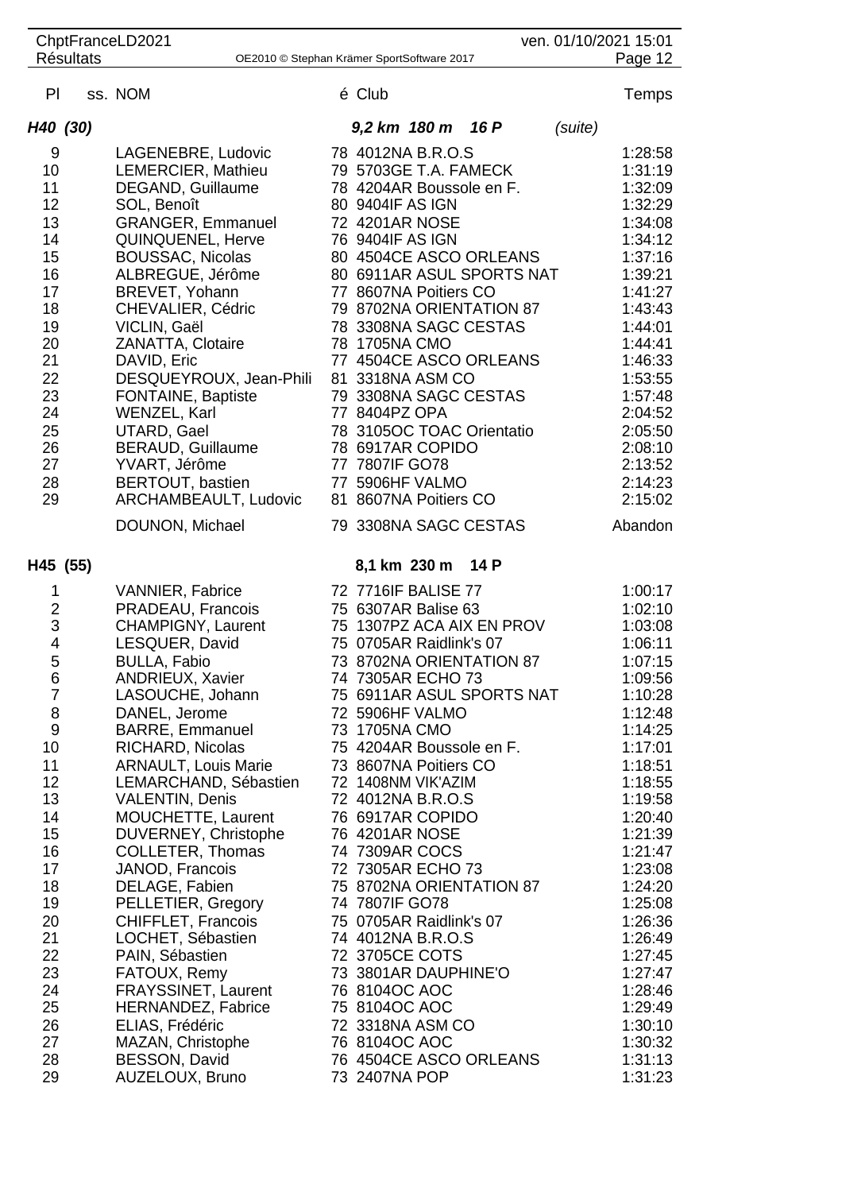| Pl | ss. NOM | é | Club | Temps |
|---|---|---|---|---|
| ***H40 (30)*** | | | ***9,2 km 180 m 16 P*** *(suite)* | |
| 9 | LAGENEBRE, Ludovic | 78 | 4012NA B.R.O.S | 1:28:58 |
| 10 | LEMERCIER, Mathieu | 79 | 5703GE T.A. FAMECK | 1:31:19 |
| 11 | DEGAND, Guillaume | 78 | 4204AR Boussole en F. | 1:32:09 |
| 12 | SOL, Benoît | 80 | 9404IF AS IGN | 1:32:29 |
| 13 | GRANGER, Emmanuel | 72 | 4201AR NOSE | 1:34:08 |
| 14 | QUINQUENEL, Herve | 76 | 9404IF AS IGN | 1:34:12 |
| 15 | BOUSSAC, Nicolas | 80 | 4504CE ASCO ORLEANS | 1:37:16 |
| 16 | ALBREGUE, Jérôme | 80 | 6911AR ASUL SPORTS NAT | 1:39:21 |
| 17 | BREVET, Yohann | 77 | 8607NA Poitiers CO | 1:41:27 |
| 18 | CHEVALIER, Cédric | 79 | 8702NA ORIENTATION 87 | 1:43:43 |
| 19 | VICLIN, Gaël | 78 | 3308NA SAGC CESTAS | 1:44:01 |
| 20 | ZANATTA, Clotaire | 78 | 1705NA CMO | 1:44:41 |
| 21 | DAVID, Eric | 77 | 4504CE ASCO ORLEANS | 1:46:33 |
| 22 | DESQUEYROUX, Jean-Phili | 81 | 3318NA ASM CO | 1:53:55 |
| 23 | FONTAINE, Baptiste | 79 | 3308NA SAGC CESTAS | 1:57:48 |
| 24 | WENZEL, Karl | 77 | 8404PZ OPA | 2:04:52 |
| 25 | UTARD, Gael | 78 | 3105OC TOAC Orientatio | 2:05:50 |
| 26 | BERAUD, Guillaume | 78 | 6917AR COPIDO | 2:08:10 |
| 27 | YVART, Jérôme | 77 | 7807IF GO78 | 2:13:52 |
| 28 | BERTOUT, bastien | 77 | 5906HF VALMO | 2:14:23 |
| 29 | ARCHAMBEAULT, Ludovic | 81 | 8607NA Poitiers CO | 2:15:02 |
| | DOUNON, Michael | 79 | 3308NA SAGC CESTAS | Abandon |
| **H45 (55)** | | | **8,1 km 230 m 14 P** | |
| 1 | VANNIER, Fabrice | 72 | 7716IF BALISE 77 | 1:00:17 |
| 2 | PRADEAU, Francois | 75 | 6307AR Balise 63 | 1:02:10 |
| 3 | CHAMPIGNY, Laurent | 75 | 1307PZ ACA AIX EN PROV | 1:03:08 |
| 4 | LESQUER, David | 75 | 0705AR Raidlink's 07 | 1:06:11 |
| 5 | BULLA, Fabio | 73 | 8702NA ORIENTATION 87 | 1:07:15 |
| 6 | ANDRIEUX, Xavier | 74 | 7305AR ECHO 73 | 1:09:56 |
| 7 | LASOUCHE, Johann | 75 | 6911AR ASUL SPORTS NAT | 1:10:28 |
| 8 | DANEL, Jerome | 72 | 5906HF VALMO | 1:12:48 |
| 9 | BARRE, Emmanuel | 73 | 1705NA CMO | 1:14:25 |
| 10 | RICHARD, Nicolas | 75 | 4204AR Boussole en F. | 1:17:01 |
| 11 | ARNAULT, Louis Marie | 73 | 8607NA Poitiers CO | 1:18:51 |
| 12 | LEMARCHAND, Sébastien | 72 | 1408NM VIK'AZIM | 1:18:55 |
| 13 | VALENTIN, Denis | 72 | 4012NA B.R.O.S | 1:19:58 |
| 14 | MOUCHETTE, Laurent | 76 | 6917AR COPIDO | 1:20:40 |
| 15 | DUVERNEY, Christophe | 76 | 4201AR NOSE | 1:21:39 |
| 16 | COLLETER, Thomas | 74 | 7309AR COCS | 1:21:47 |
| 17 | JANOD, Francois | 72 | 7305AR ECHO 73 | 1:23:08 |
| 18 | DELAGE, Fabien | 75 | 8702NA ORIENTATION 87 | 1:24:20 |
| 19 | PELLETIER, Gregory | 74 | 7807IF GO78 | 1:25:08 |
| 20 | CHIFFLET, Francois | 75 | 0705AR Raidlink's 07 | 1:26:36 |
| 21 | LOCHET, Sébastien | 74 | 4012NA B.R.O.S | 1:26:49 |
| 22 | PAIN, Sébastien | 72 | 3705CE COTS | 1:27:45 |
| 23 | FATOUX, Remy | 73 | 3801AR DAUPHINE'O | 1:27:47 |
| 24 | FRAYSSINET, Laurent | 76 | 8104OC AOC | 1:28:46 |
| 25 | HERNANDEZ, Fabrice | 75 | 8104OC AOC | 1:29:49 |
| 26 | ELIAS, Frédéric | 72 | 3318NA ASM CO | 1:30:10 |
| 27 | MAZAN, Christophe | 76 | 8104OC AOC | 1:30:32 |
| 28 | BESSON, David | 76 | 4504CE ASCO ORLEANS | 1:31:13 |
| 29 | AUZELOUX, Bruno | 73 | 2407NA POP | 1:31:23 |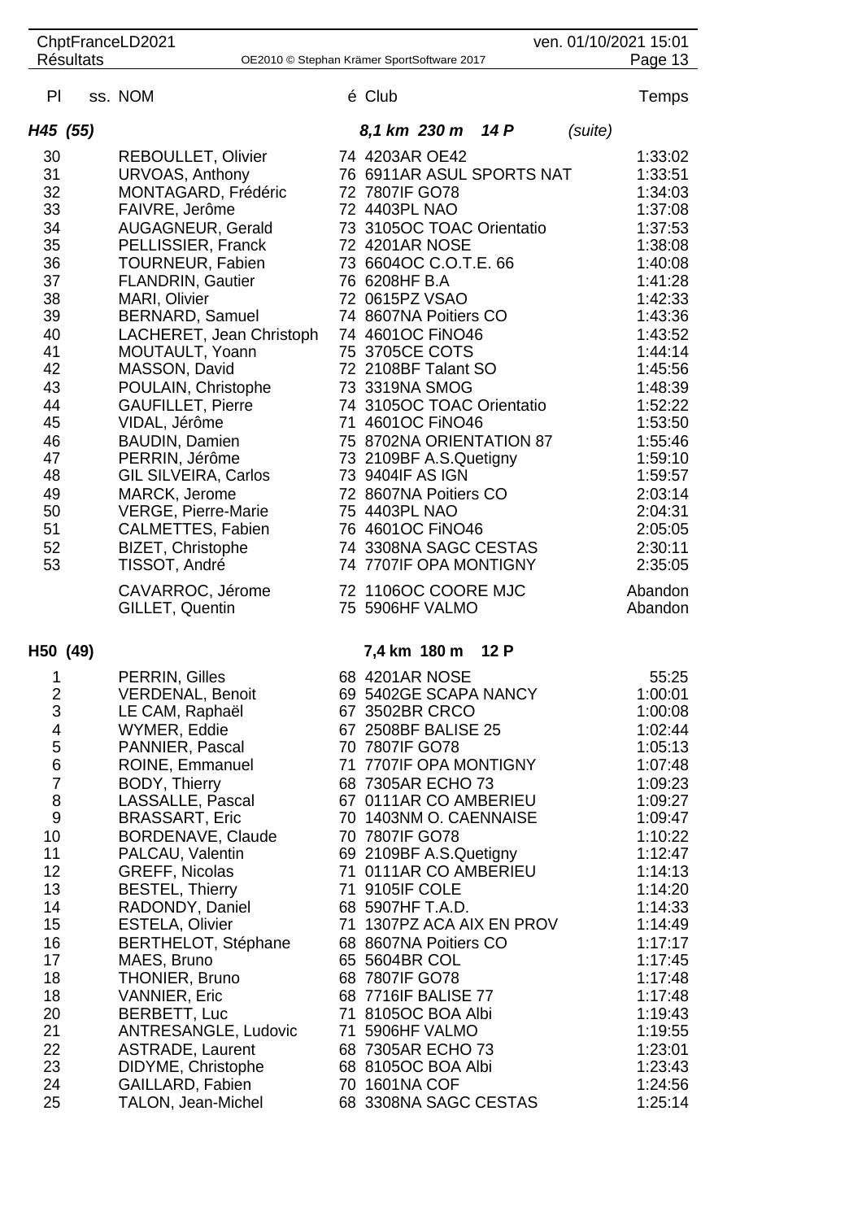| Pl | ss. NOM | é | Club | Temps |
|---|---|---|---|---|
| ***H45 (55)*** | | | ***8,1 km 230 m 14 P*** *(suite)* | |
| 30 | REBOULLET, Olivier | 74 | 4203AR OE42 | 1:33:02 |
| 31 | URVOAS, Anthony | 76 | 6911AR ASUL SPORTS NAT | 1:33:51 |
| 32 | MONTAGARD, Frédéric | 72 | 7807IF GO78 | 1:34:03 |
| 33 | FAIVRE, Jerôme | 72 | 4403PL NAO | 1:37:08 |
| 34 | AUGAGNEUR, Gerald | 73 | 3105OC TOAC Orientatio | 1:37:53 |
| 35 | PELLISSIER, Franck | 72 | 4201AR NOSE | 1:38:08 |
| 36 | TOURNEUR, Fabien | 73 | 6604OC C.O.T.E. 66 | 1:40:08 |
| 37 | FLANDRIN, Gautier | 76 | 6208HF B.A | 1:41:28 |
| 38 | MARI, Olivier | 72 | 0615PZ VSAO | 1:42:33 |
| 39 | BERNARD, Samuel | 74 | 8607NA Poitiers CO | 1:43:36 |
| 40 | LACHERET, Jean Christoph | 74 | 4601OC FiNO46 | 1:43:52 |
| 41 | MOUTAULT, Yoann | 75 | 3705CE COTS | 1:44:14 |
| 42 | MASSON, David | 72 | 2108BF Talant SO | 1:45:56 |
| 43 | POULAIN, Christophe | 73 | 3319NA SMOG | 1:48:39 |
| 44 | GAUFILLET, Pierre | 74 | 3105OC TOAC Orientatio | 1:52:22 |
| 45 | VIDAL, Jérôme | 71 | 4601OC FiNO46 | 1:53:50 |
| 46 | BAUDIN, Damien | 75 | 8702NA ORIENTATION 87 | 1:55:46 |
| 47 | PERRIN, Jérôme | 73 | 2109BF A.S.Quetigny | 1:59:10 |
| 48 | GIL SILVEIRA, Carlos | 73 | 9404IF AS IGN | 1:59:57 |
| 49 | MARCK, Jerome | 72 | 8607NA Poitiers CO | 2:03:14 |
| 50 | VERGE, Pierre-Marie | 75 | 4403PL NAO | 2:04:31 |
| 51 | CALMETTES, Fabien | 76 | 4601OC FiNO46 | 2:05:05 |
| 52 | BIZET, Christophe | 74 | 3308NA SAGC CESTAS | 2:30:11 |
| 53 | TISSOT, André | 74 | 7707IF OPA MONTIGNY | 2:35:05 |
| | CAVARROC, Jérome | 72 | 1106OC COORE MJC | Abandon |
| | GILLET, Quentin | 75 | 5906HF VALMO | Abandon |
| **H50 (49)** | | | **7,4 km 180 m 12 P** | |
| 1 | PERRIN, Gilles | 68 | 4201AR NOSE | 55:25 |
| 2 | VERDENAL, Benoit | 69 | 5402GE SCAPA NANCY | 1:00:01 |
| 3 | LE CAM, Raphaël | 67 | 3502BR CRCO | 1:00:08 |
| 4 | WYMER, Eddie | 67 | 2508BF BALISE 25 | 1:02:44 |
| 5 | PANNIER, Pascal | 70 | 7807IF GO78 | 1:05:13 |
| 6 | ROINE, Emmanuel | 71 | 7707IF OPA MONTIGNY | 1:07:48 |
| 7 | BODY, Thierry | 68 | 7305AR ECHO 73 | 1:09:23 |
| 8 | LASSALLE, Pascal | 67 | 0111AR CO AMBERIEU | 1:09:27 |
| 9 | BRASSART, Eric | 70 | 1403NM O. CAENNAISE | 1:09:47 |
| 10 | BORDENAVE, Claude | 70 | 7807IF GO78 | 1:10:22 |
| 11 | PALCAU, Valentin | 69 | 2109BF A.S.Quetigny | 1:12:47 |
| 12 | GREFF, Nicolas | 71 | 0111AR CO AMBERIEU | 1:14:13 |
| 13 | BESTEL, Thierry | 71 | 9105IF COLE | 1:14:20 |
| 14 | RADONDY, Daniel | 68 | 5907HF T.A.D. | 1:14:33 |
| 15 | ESTELA, Olivier | 71 | 1307PZ ACA AIX EN PROV | 1:14:49 |
| 16 | BERTHELOT, Stéphane | 68 | 8607NA Poitiers CO | 1:17:17 |
| 17 | MAES, Bruno | 65 | 5604BR COL | 1:17:45 |
| 18 | THONIER, Bruno | 68 | 7807IF GO78 | 1:17:48 |
| 18 | VANNIER, Eric | 68 | 7716IF BALISE 77 | 1:17:48 |
| 20 | BERBETT, Luc | 71 | 8105OC BOA Albi | 1:19:43 |
| 21 | ANTRESANGLE, Ludovic | 71 | 5906HF VALMO | 1:19:55 |
| 22 | ASTRADE, Laurent | 68 | 7305AR ECHO 73 | 1:23:01 |
| 23 | DIDYME, Christophe | 68 | 8105OC BOA Albi | 1:23:43 |
| 24 | GAILLARD, Fabien | 70 | 1601NA COF | 1:24:56 |
| 25 | TALON, Jean-Michel | 68 | 3308NA SAGC CESTAS | 1:25:14 |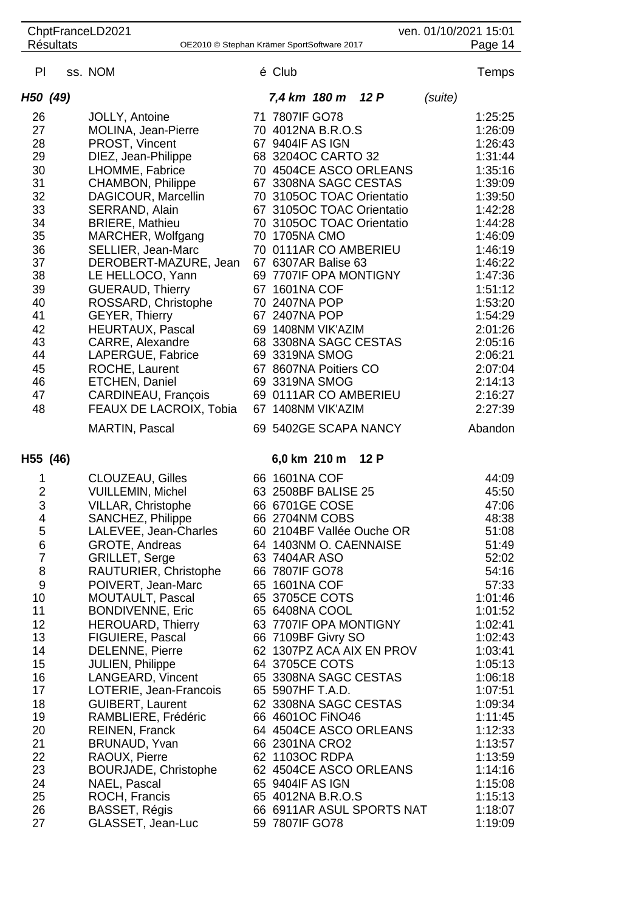| Pl | ss. NOM | é | Club | Temps |
|---|---|---|---|---|
| ***H50 (49)*** | | | ***7,4 km 180 m 12 P*** (*suite*) | |
| 26 | JOLLY, Antoine | 71 | 7807IF GO78 | 1:25:25 |
| 27 | MOLINA, Jean-Pierre | 70 | 4012NA B.R.O.S | 1:26:09 |
| 28 | PROST, Vincent | 67 | 9404IF AS IGN | 1:26:43 |
| 29 | DIEZ, Jean-Philippe | 68 | 3204OC CARTO 32 | 1:31:44 |
| 30 | LHOMME, Fabrice | 70 | 4504CE ASCO ORLEANS | 1:35:16 |
| 31 | CHAMBON, Philippe | 67 | 3308NA SAGC CESTAS | 1:39:09 |
| 32 | DAGICOUR, Marcellin | 70 | 3105OC TOAC Orientatio | 1:39:50 |
| 33 | SERRAND, Alain | 67 | 3105OC TOAC Orientatio | 1:42:28 |
| 34 | BRIERE, Mathieu | 70 | 3105OC TOAC Orientatio | 1:44:28 |
| 35 | MARCHER, Wolfgang | 70 | 1705NA CMO | 1:46:09 |
| 36 | SELLIER, Jean-Marc | 70 | 0111AR CO AMBERIEU | 1:46:19 |
| 37 | DEROBERT-MAZURE, Jean | 67 | 6307AR Balise 63 | 1:46:22 |
| 38 | LE HELLOCO, Yann | 69 | 7707IF OPA MONTIGNY | 1:47:36 |
| 39 | GUERAUD, Thierry | 67 | 1601NA COF | 1:51:12 |
| 40 | ROSSARD, Christophe | 70 | 2407NA POP | 1:53:20 |
| 41 | GEYER, Thierry | 67 | 2407NA POP | 1:54:29 |
| 42 | HEURTAUX, Pascal | 69 | 1408NM VIK'AZIM | 2:01:26 |
| 43 | CARRE, Alexandre | 68 | 3308NA SAGC CESTAS | 2:05:16 |
| 44 | LAPERGUE, Fabrice | 69 | 3319NA SMOG | 2:06:21 |
| 45 | ROCHE, Laurent | 67 | 8607NA Poitiers CO | 2:07:04 |
| 46 | ETCHEN, Daniel | 69 | 3319NA SMOG | 2:14:13 |
| 47 | CARDINEAU, François | 69 | 0111AR CO AMBERIEU | 2:16:27 |
| 48 | FEAUX DE LACROIX, Tobia | 67 | 1408NM VIK'AZIM | 2:27:39 |
| | MARTIN, Pascal | 69 | 5402GE SCAPA NANCY | Abandon |
| **H55 (46)** | | | **6,0 km 210 m 12 P** | |
| 1 | CLOUZEAU, Gilles | 66 | 1601NA COF | 44:09 |
| 2 | VUILLEMIN, Michel | 63 | 2508BF BALISE 25 | 45:50 |
| 3 | VILLAR, Christophe | 66 | 6701GE COSE | 47:06 |
| 4 | SANCHEZ, Philippe | 66 | 2704NM COBS | 48:38 |
| 5 | LALEVEE, Jean-Charles | 60 | 2104BF Vallée Ouche OR | 51:08 |
| 6 | GROTE, Andreas | 64 | 1403NM O. CAENNAISE | 51:49 |
| 7 | GRILLET, Serge | 63 | 7404AR ASO | 52:02 |
| 8 | RAUTURIER, Christophe | 66 | 7807IF GO78 | 54:16 |
| 9 | POIVERT, Jean-Marc | 65 | 1601NA COF | 57:33 |
| 10 | MOUTAULT, Pascal | 65 | 3705CE COTS | 1:01:46 |
| 11 | BONDIVENNE, Eric | 65 | 6408NA COOL | 1:01:52 |
| 12 | HEROUARD, Thierry | 63 | 7707IF OPA MONTIGNY | 1:02:41 |
| 13 | FIGUIERE, Pascal | 66 | 7109BF Givry SO | 1:02:43 |
| 14 | DELENNE, Pierre | 62 | 1307PZ ACA AIX EN PROV | 1:03:41 |
| 15 | JULIEN, Philippe | 64 | 3705CE COTS | 1:05:13 |
| 16 | LANGEARD, Vincent | 65 | 3308NA SAGC CESTAS | 1:06:18 |
| 17 | LOTERIE, Jean-Francois | 65 | 5907HF T.A.D. | 1:07:51 |
| 18 | GUIBERT, Laurent | 62 | 3308NA SAGC CESTAS | 1:09:34 |
| 19 | RAMBLIERE, Frédéric | 66 | 4601OC FiNO46 | 1:11:45 |
| 20 | REINEN, Franck | 64 | 4504CE ASCO ORLEANS | 1:12:33 |
| 21 | BRUNAUD, Yvan | 66 | 2301NA CRO2 | 1:13:57 |
| 22 | RAOUX, Pierre | 62 | 1103OC RDPA | 1:13:59 |
| 23 | BOURJADE, Christophe | 62 | 4504CE ASCO ORLEANS | 1:14:16 |
| 24 | NAEL, Pascal | 65 | 9404IF AS IGN | 1:15:08 |
| 25 | ROCH, Francis | 65 | 4012NA B.R.O.S | 1:15:13 |
| 26 | BASSET, Régis | 66 | 6911AR ASUL SPORTS NAT | 1:18:07 |
| 27 | GLASSET, Jean-Luc | 59 | 7807IF GO78 | 1:19:09 |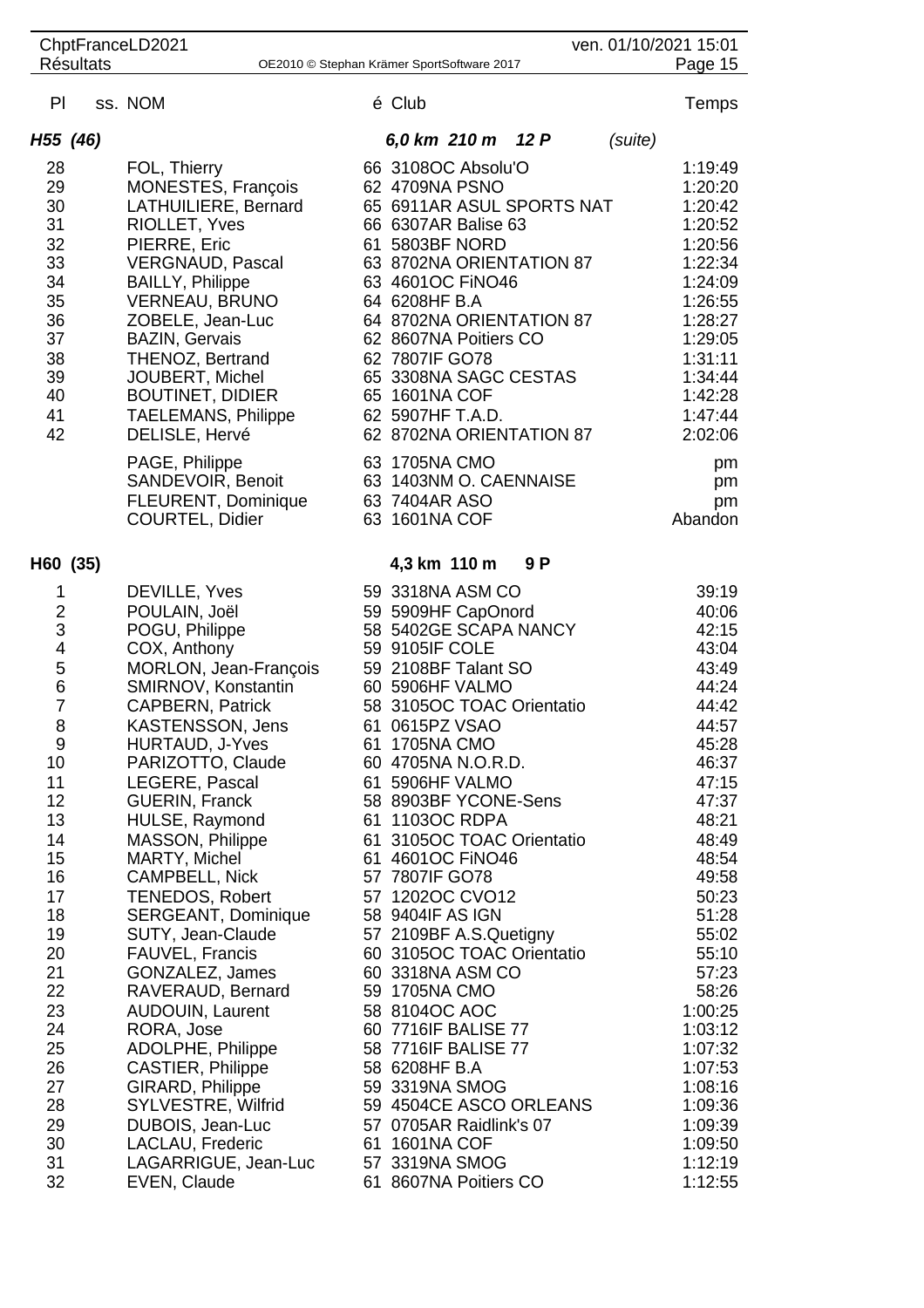| Pl | ss. NOM | é | Club | Temps |
|---|---|---|---|---|
| ***H55 (46)*** | | | ***6,0 km 210 m 12 P*** *(suite)* | |
| 28 | FOL, Thierry | 66 | 3108OC Absolu'O | 1:19:49 |
| 29 | MONESTES, François | 62 | 4709NA PSNO | 1:20:20 |
| 30 | LATHUILIERE, Bernard | 65 | 6911AR ASUL SPORTS NAT | 1:20:42 |
| 31 | RIOLLET, Yves | 66 | 6307AR Balise 63 | 1:20:52 |
| 32 | PIERRE, Eric | 61 | 5803BF NORD | 1:20:56 |
| 33 | VERGNAUD, Pascal | 63 | 8702NA ORIENTATION 87 | 1:22:34 |
| 34 | BAILLY, Philippe | 63 | 4601OC FiNO46 | 1:24:09 |
| 35 | VERNEAU, BRUNO | 64 | 6208HF B.A | 1:26:55 |
| 36 | ZOBELE, Jean-Luc | 64 | 8702NA ORIENTATION 87 | 1:28:27 |
| 37 | BAZIN, Gervais | 62 | 8607NA Poitiers CO | 1:29:05 |
| 38 | THENOZ, Bertrand | 62 | 7807IF GO78 | 1:31:11 |
| 39 | JOUBERT, Michel | 65 | 3308NA SAGC CESTAS | 1:34:44 |
| 40 | BOUTINET, DIDIER | 65 | 1601NA COF | 1:42:28 |
| 41 | TAELEMANS, Philippe | 62 | 5907HF T.A.D. | 1:47:44 |
| 42 | DELISLE, Hervé | 62 | 8702NA ORIENTATION 87 | 2:02:06 |
| | PAGE, Philippe | 63 | 1705NA CMO | pm |
| | SANDEVOIR, Benoit | 63 | 1403NM O. CAENNAISE | pm |
| | FLEURENT, Dominique | 63 | 7404AR ASO | pm |
| | COURTEL, Didier | 63 | 1601NA COF | Abandon |
| **H60 (35)** | | | **4,3 km 110 m 9 P** | |
| 1 | DEVILLE, Yves | 59 | 3318NA ASM CO | 39:19 |
| 2 | POULAIN, Joël | 59 | 5909HF CapOnord | 40:06 |
| 3 | POGU, Philippe | 58 | 5402GE SCAPA NANCY | 42:15 |
| 4 | COX, Anthony | 59 | 9105IF COLE | 43:04 |
| 5 | MORLON, Jean-François | 59 | 2108BF Talant SO | 43:49 |
| 6 | SMIRNOV, Konstantin | 60 | 5906HF VALMO | 44:24 |
| 7 | CAPBERN, Patrick | 58 | 3105OC TOAC Orientatio | 44:42 |
| 8 | KASTENSSON, Jens | 61 | 0615PZ VSAO | 44:57 |
| 9 | HURTAUD, J-Yves | 61 | 1705NA CMO | 45:28 |
| 10 | PARIZOTTO, Claude | 60 | 4705NA N.O.R.D. | 46:37 |
| 11 | LEGERE, Pascal | 61 | 5906HF VALMO | 47:15 |
| 12 | GUERIN, Franck | 58 | 8903BF YCONE-Sens | 47:37 |
| 13 | HULSE, Raymond | 61 | 1103OC RDPA | 48:21 |
| 14 | MASSON, Philippe | 61 | 3105OC TOAC Orientatio | 48:49 |
| 15 | MARTY, Michel | 61 | 4601OC FiNO46 | 48:54 |
| 16 | CAMPBELL, Nick | 57 | 7807IF GO78 | 49:58 |
| 17 | TENEDOS, Robert | 57 | 1202OC CVO12 | 50:23 |
| 18 | SERGEANT, Dominique | 58 | 9404IF AS IGN | 51:28 |
| 19 | SUTY, Jean-Claude | 57 | 2109BF A.S.Quetigny | 55:02 |
| 20 | FAUVEL, Francis | 60 | 3105OC TOAC Orientatio | 55:10 |
| 21 | GONZALEZ, James | 60 | 3318NA ASM CO | 57:23 |
| 22 | RAVERAUD, Bernard | 59 | 1705NA CMO | 58:26 |
| 23 | AUDOUIN, Laurent | 58 | 8104OC AOC | 1:00:25 |
| 24 | RORA, Jose | 60 | 7716IF BALISE 77 | 1:03:12 |
| 25 | ADOLPHE, Philippe | 58 | 7716IF BALISE 77 | 1:07:32 |
| 26 | CASTIER, Philippe | 58 | 6208HF B.A | 1:07:53 |
| 27 | GIRARD, Philippe | 59 | 3319NA SMOG | 1:08:16 |
| 28 | SYLVESTRE, Wilfrid | 59 | 4504CE ASCO ORLEANS | 1:09:36 |
| 29 | DUBOIS, Jean-Luc | 57 | 0705AR Raidlink's 07 | 1:09:39 |
| 30 | LACLAU, Frederic | 61 | 1601NA COF | 1:09:50 |
| 31 | LAGARRIGUE, Jean-Luc | 57 | 3319NA SMOG | 1:12:19 |
| 32 | EVEN, Claude | 61 | 8607NA Poitiers CO | 1:12:55 |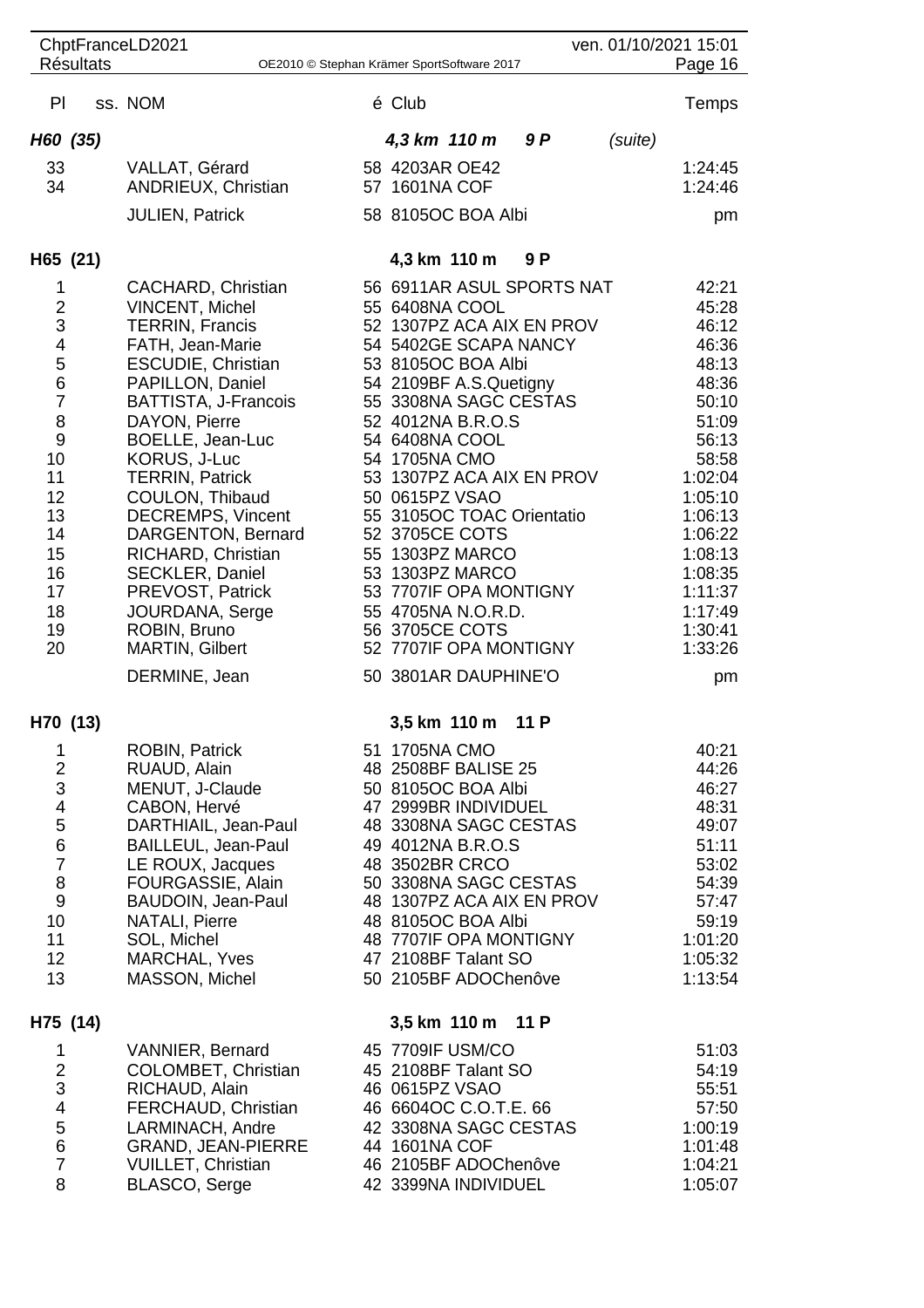| Pl | ss. NOM | é | Club | Temps |
|---|---|---|---|---|
| ***H60 (35)*** | | | ***4,3 km 110 m 9 P*** *(suite)* | |
| 33 | VALLAT, Gérard | 58 | 4203AR OE42 | 1:24:45 |
| 34 | ANDRIEUX, Christian | 57 | 1601NA COF | 1:24:46 |
| | JULIEN, Patrick | 58 | 8105OC BOA Albi | pm |
| **H65 (21)** | | | **4,3 km 110 m 9 P** | |
| 1 | CACHARD, Christian | 56 | 6911AR ASUL SPORTS NAT | 42:21 |
| 2 | VINCENT, Michel | 55 | 6408NA COOL | 45:28 |
| 3 | TERRIN, Francis | 52 | 1307PZ ACA AIX EN PROV | 46:12 |
| 4 | FATH, Jean-Marie | 54 | 5402GE SCAPA NANCY | 46:36 |
| 5 | ESCUDIE, Christian | 53 | 8105OC BOA Albi | 48:13 |
| 6 | PAPILLON, Daniel | 54 | 2109BF A.S.Quetigny | 48:36 |
| 7 | BATTISTA, J-Francois | 55 | 3308NA SAGC CESTAS | 50:10 |
| 8 | DAYON, Pierre | 52 | 4012NA B.R.O.S | 51:09 |
| 9 | BOELLE, Jean-Luc | 54 | 6408NA COOL | 56:13 |
| 10 | KORUS, J-Luc | 54 | 1705NA CMO | 58:58 |
| 11 | TERRIN, Patrick | 53 | 1307PZ ACA AIX EN PROV | 1:02:04 |
| 12 | COULON, Thibaud | 50 | 0615PZ VSAO | 1:05:10 |
| 13 | DECREMPS, Vincent | 55 | 3105OC TOAC Orientatio | 1:06:13 |
| 14 | DARGENTON, Bernard | 52 | 3705CE COTS | 1:06:22 |
| 15 | RICHARD, Christian | 55 | 1303PZ MARCO | 1:08:13 |
| 16 | SECKLER, Daniel | 53 | 1303PZ MARCO | 1:08:35 |
| 17 | PREVOST, Patrick | 53 | 7707IF OPA MONTIGNY | 1:11:37 |
| 18 | JOURDANA, Serge | 55 | 4705NA N.O.R.D. | 1:17:49 |
| 19 | ROBIN, Bruno | 56 | 3705CE COTS | 1:30:41 |
| 20 | MARTIN, Gilbert | 52 | 7707IF OPA MONTIGNY | 1:33:26 |
| | DERMINE, Jean | 50 | 3801AR DAUPHINE'O | pm |
| **H70 (13)** | | | **3,5 km 110 m 11 P** | |
| 1 | ROBIN, Patrick | 51 | 1705NA CMO | 40:21 |
| 2 | RUAUD, Alain | 48 | 2508BF BALISE 25 | 44:26 |
| 3 | MENUT, J-Claude | 50 | 8105OC BOA Albi | 46:27 |
| 4 | CABON, Hervé | 47 | 2999BR INDIVIDUEL | 48:31 |
| 5 | DARTHIAIL, Jean-Paul | 48 | 3308NA SAGC CESTAS | 49:07 |
| 6 | BAILLEUL, Jean-Paul | 49 | 4012NA B.R.O.S | 51:11 |
| 7 | LE ROUX, Jacques | 48 | 3502BR CRCO | 53:02 |
| 8 | FOURGASSIE, Alain | 50 | 3308NA SAGC CESTAS | 54:39 |
| 9 | BAUDOIN, Jean-Paul | 48 | 1307PZ ACA AIX EN PROV | 57:47 |
| 10 | NATALI, Pierre | 48 | 8105OC BOA Albi | 59:19 |
| 11 | SOL, Michel | 48 | 7707IF OPA MONTIGNY | 1:01:20 |
| 12 | MARCHAL, Yves | 47 | 2108BF Talant SO | 1:05:32 |
| 13 | MASSON, Michel | 50 | 2105BF ADOChenôve | 1:13:54 |
| **H75 (14)** | | | **3,5 km 110 m 11 P** | |
| 1 | VANNIER, Bernard | 45 | 7709IF USM/CO | 51:03 |
| 2 | COLOMBET, Christian | 45 | 2108BF Talant SO | 54:19 |
| 3 | RICHAUD, Alain | 46 | 0615PZ VSAO | 55:51 |
| 4 | FERCHAUD, Christian | 46 | 6604OC C.O.T.E. 66 | 57:50 |
| 5 | LARMINACH, Andre | 42 | 3308NA SAGC CESTAS | 1:00:19 |
| 6 | GRAND, JEAN-PIERRE | 44 | 1601NA COF | 1:01:48 |
| 7 | VUILLET, Christian | 46 | 2105BF ADOChenôve | 1:04:21 |
| 8 | BLASCO, Serge | 42 | 3399NA INDIVIDUEL | 1:05:07 |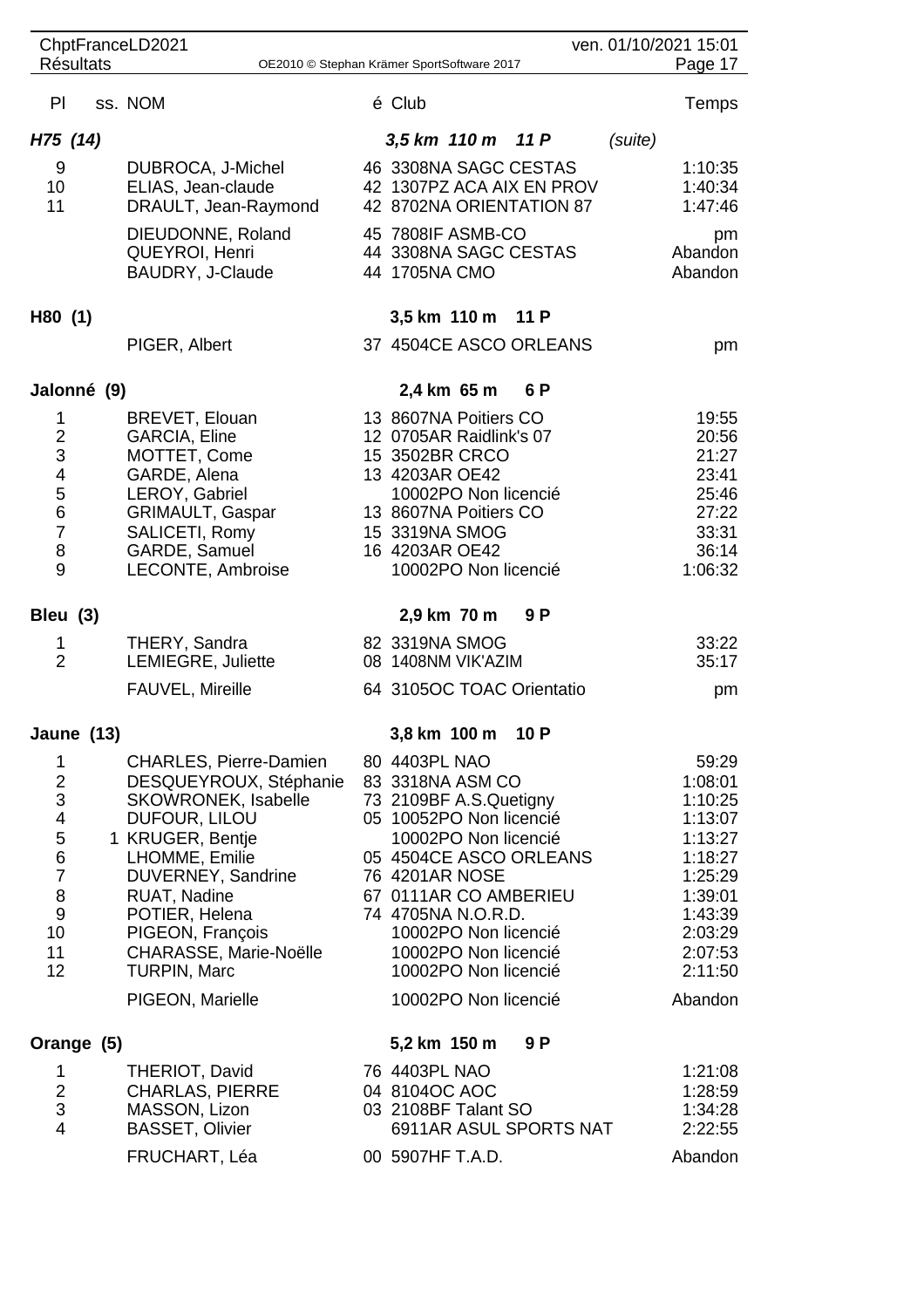| Pl | ss. | NOM | é | Club | Temps |
|---|---|---|---|---|---|
| ***H75 (14)*** | | | | ***3,5 km 110 m 11 P*** *(suite)* | |
| 9 | | DUBROCA, J-Michel | 46 | 3308NA SAGC CESTAS | 1:10:35 |
| 10 | | ELIAS, Jean-claude | 42 | 1307PZ ACA AIX EN PROV | 1:40:34 |
| 11 | | DRAULT, Jean-Raymond | 42 | 8702NA ORIENTATION 87 | 1:47:46 |
| | | DIEUDONNE, Roland | 45 | 7808IF ASMB-CO | pm |
| | | QUEYROI, Henri | 44 | 3308NA SAGC CESTAS | Abandon |
| | | BAUDRY, J-Claude | 44 | 1705NA CMO | Abandon |
| **H80 (1)** | | | | **3,5 km 110 m 11 P** | |
| | | PIGER, Albert | 37 | 4504CE ASCO ORLEANS | pm |
| **Jalonné (9)** | | | | **2,4 km 65 m 6 P** | |
| 1 | | BREVET, Elouan | 13 | 8607NA Poitiers CO | 19:55 |
| 2 | | GARCIA, Eline | 12 | 0705AR Raidlink's 07 | 20:56 |
| 3 | | MOTTET, Come | 15 | 3502BR CRCO | 21:27 |
| 4 | | GARDE, Alena | 13 | 4203AR OE42 | 23:41 |
| 5 | | LEROY, Gabriel | | 10002PO Non licencié | 25:46 |
| 6 | | GRIMAULT, Gaspar | 13 | 8607NA Poitiers CO | 27:22 |
| 7 | | SALICETI, Romy | 15 | 3319NA SMOG | 33:31 |
| 8 | | GARDE, Samuel | 16 | 4203AR OE42 | 36:14 |
| 9 | | LECONTE, Ambroise | | 10002PO Non licencié | 1:06:32 |
| **Bleu (3)** | | | | **2,9 km 70 m 9 P** | |
| 1 | | THERY, Sandra | 82 | 3319NA SMOG | 33:22 |
| 2 | | LEMIEGRE, Juliette | 08 | 1408NM VIK'AZIM | 35:17 |
| | | FAUVEL, Mireille | 64 | 3105OC TOAC Orientatio | pm |
| **Jaune (13)** | | | | **3,8 km 100 m 10 P** | |
| 1 | | CHARLES, Pierre-Damien | 80 | 4403PL NAO | 59:29 |
| 2 | | DESQUEYROUX, Stéphanie | 83 | 3318NA ASM CO | 1:08:01 |
| 3 | | SKOWRONEK, Isabelle | 73 | 2109BF A.S.Quetigny | 1:10:25 |
| 4 | | DUFOUR, LILOU | 05 | 10052PO Non licencié | 1:13:07 |
| 5 | 1 | KRUGER, Bentje | | 10002PO Non licencié | 1:13:27 |
| 6 | | LHOMME, Emilie | 05 | 4504CE ASCO ORLEANS | 1:18:27 |
| 7 | | DUVERNEY, Sandrine | 76 | 4201AR NOSE | 1:25:29 |
| 8 | | RUAT, Nadine | 67 | 0111AR CO AMBERIEU | 1:39:01 |
| 9 | | POTIER, Helena | 74 | 4705NA N.O.R.D. | 1:43:39 |
| 10 | | PIGEON, François | | 10002PO Non licencié | 2:03:29 |
| 11 | | CHARASSE, Marie-Noëlle | | 10002PO Non licencié | 2:07:53 |
| 12 | | TURPIN, Marc | | 10002PO Non licencié | 2:11:50 |
| | | PIGEON, Marielle | | 10002PO Non licencié | Abandon |
| **Orange (5)** | | | | **5,2 km 150 m 9 P** | |
| 1 | | THERIOT, David | 76 | 4403PL NAO | 1:21:08 |
| 2 | | CHARLAS, PIERRE | 04 | 8104OC AOC | 1:28:59 |
| 3 | | MASSON, Lizon | 03 | 2108BF Talant SO | 1:34:28 |
| 4 | | BASSET, Olivier | | 6911AR ASUL SPORTS NAT | 2:22:55 |
| | | FRUCHART, Léa | 00 | 5907HF T.A.D. | Abandon |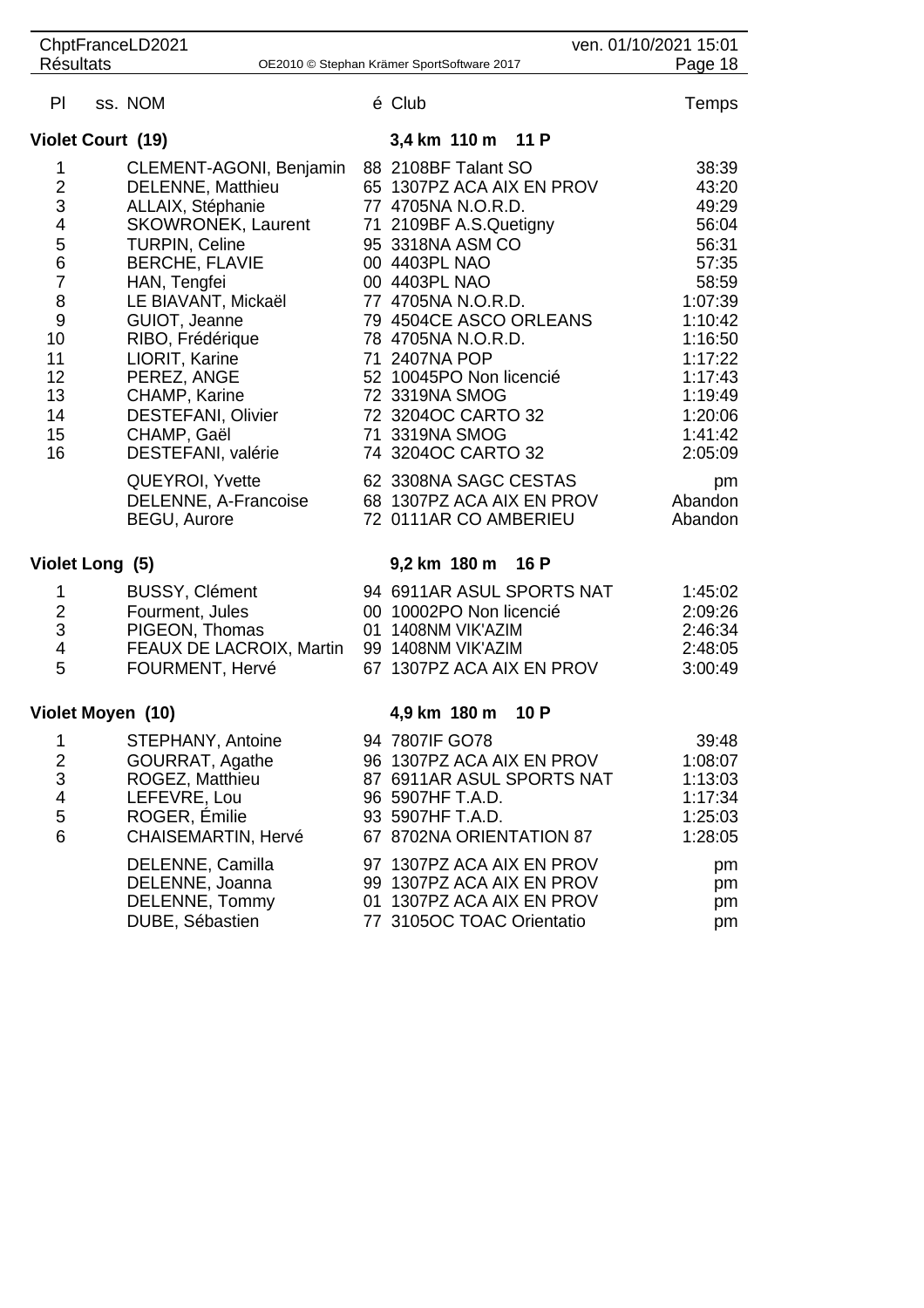| Pl | ss. NOM | é | Club | Temps |
|---|---|---|---|---|
| **Violet Court (19)** | | | **3,4 km 110 m 11 P** | |
| 1 | CLEMENT-AGONI, Benjamin | 88 | 2108BF Talant SO | 38:39 |
| 2 | DELENNE, Matthieu | 65 | 1307PZ ACA AIX EN PROV | 43:20 |
| 3 | ALLAIX, Stéphanie | 77 | 4705NA N.O.R.D. | 49:29 |
| 4 | SKOWRONEK, Laurent | 71 | 2109BF A.S.Quetigny | 56:04 |
| 5 | TURPIN, Celine | 95 | 3318NA ASM CO | 56:31 |
| 6 | BERCHE, FLAVIE | 00 | 4403PL NAO | 57:35 |
| 7 | HAN, Tengfei | 00 | 4403PL NAO | 58:59 |
| 8 | LE BIAVANT, Mickaël | 77 | 4705NA N.O.R.D. | 1:07:39 |
| 9 | GUIOT, Jeanne | 79 | 4504CE ASCO ORLEANS | 1:10:42 |
| 10 | RIBO, Frédérique | 78 | 4705NA N.O.R.D. | 1:16:50 |
| 11 | LIORIT, Karine | 71 | 2407NA POP | 1:17:22 |
| 12 | PEREZ, ANGE | 52 | 10045PO Non licencié | 1:17:43 |
| 13 | CHAMP, Karine | 72 | 3319NA SMOG | 1:19:49 |
| 14 | DESTEFANI, Olivier | 72 | 3204OC CARTO 32 | 1:20:06 |
| 15 | CHAMP, Gaël | 71 | 3319NA SMOG | 1:41:42 |
| 16 | DESTEFANI, valérie | 74 | 3204OC CARTO 32 | 2:05:09 |
| | QUEYROI, Yvette | 62 | 3308NA SAGC CESTAS | pm |
| | DELENNE, A-Francoise | 68 | 1307PZ ACA AIX EN PROV | Abandon |
| | BEGU, Aurore | 72 | 0111AR CO AMBERIEU | Abandon |
| **Violet Long (5)** | | | **9,2 km 180 m 16 P** | |
| 1 | BUSSY, Clément | 94 | 6911AR ASUL SPORTS NAT | 1:45:02 |
| 2 | Fourment, Jules | 00 | 10002PO Non licencié | 2:09:26 |
| 3 | PIGEON, Thomas | 01 | 1408NM VIK'AZIM | 2:46:34 |
| 4 | FEAUX DE LACROIX, Martin | 99 | 1408NM VIK'AZIM | 2:48:05 |
| 5 | FOURMENT, Hervé | 67 | 1307PZ ACA AIX EN PROV | 3:00:49 |
| **Violet Moyen (10)** | | | **4,9 km 180 m 10 P** | |
| 1 | STEPHANY, Antoine | 94 | 7807IF GO78 | 39:48 |
| 2 | GOURRAT, Agathe | 96 | 1307PZ ACA AIX EN PROV | 1:08:07 |
| 3 | ROGEZ, Matthieu | 87 | 6911AR ASUL SPORTS NAT | 1:13:03 |
| 4 | LEFEVRE, Lou | 96 | 5907HF T.A.D. | 1:17:34 |
| 5 | ROGER, Émilie | 93 | 5907HF T.A.D. | 1:25:03 |
| 6 | CHAISEMARTIN, Hervé | 67 | 8702NA ORIENTATION 87 | 1:28:05 |
| | DELENNE, Camilla | 97 | 1307PZ ACA AIX EN PROV | pm |
| | DELENNE, Joanna | 99 | 1307PZ ACA AIX EN PROV | pm |
| | DELENNE, Tommy | 01 | 1307PZ ACA AIX EN PROV | pm |
| | DUBE, Sébastien | 77 | 3105OC TOAC Orientatio | pm |